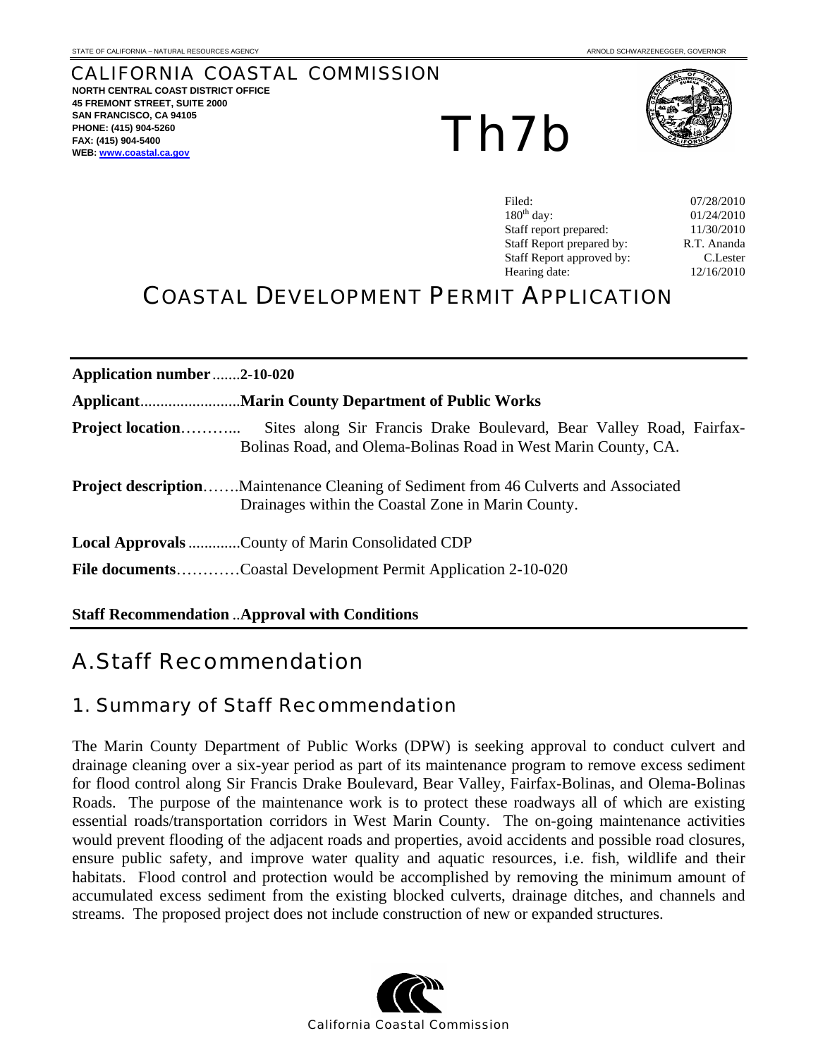STATE OF CALIFORNIA – NATURAL RESOURCES AGENCY ARNOLD SCHWARZENEGGER, GOVERNOR

CALIFORNIA COASTAL COMMISSION
**NORTH CENTRAL COAST DISTRICT OFFICE**
**45 FREMONT STREET, SUITE 2000**
**SAN FRANCISCO, CA 94105**
**PHONE: (415) 904-5260**
**FAX: (415) 904-5400**
**WEB: www.coastal.ca.gov**

# Th7b

| | |
|---|---|
| Filed: | 07/28/2010 |
| 180th day: | 01/24/2010 |
| Staff report prepared: | 11/30/2010 |
| Staff Report prepared by: | R.T. Ananda |
| Staff Report approved by: | C.Lester |
| Hearing date: | 12/16/2010 |

# COASTAL DEVELOPMENT PERMIT APPLICATION

**Application number**.......**2-10-020**

**Applicant**.........................**Marin County Department of Public Works**

**Project location**………... Sites along Sir Francis Drake Boulevard, Bear Valley Road, Fairfax-Bolinas Road, and Olema-Bolinas Road in West Marin County, CA.

**Project description**…….Maintenance Cleaning of Sediment from 46 Culverts and Associated Drainages within the Coastal Zone in Marin County.

**Local Approvals** .............County of Marin Consolidated CDP

**File documents**…………Coastal Development Permit Application 2-10-020

**Staff Recommendation** ..**Approval with Conditions**

# A.Staff Recommendation

## 1. Summary of Staff Recommendation

The Marin County Department of Public Works (DPW) is seeking approval to conduct culvert and drainage cleaning over a six-year period as part of its maintenance program to remove excess sediment for flood control along Sir Francis Drake Boulevard, Bear Valley, Fairfax-Bolinas, and Olema-Bolinas Roads. The purpose of the maintenance work is to protect these roadways all of which are existing essential roads/transportation corridors in West Marin County. The on-going maintenance activities would prevent flooding of the adjacent roads and properties, avoid accidents and possible road closures, ensure public safety, and improve water quality and aquatic resources, i.e. fish, wildlife and their habitats. Flood control and protection would be accomplished by removing the minimum amount of accumulated excess sediment from the existing blocked culverts, drainage ditches, and channels and streams. The proposed project does not include construction of new or expanded structures.

California Coastal Commission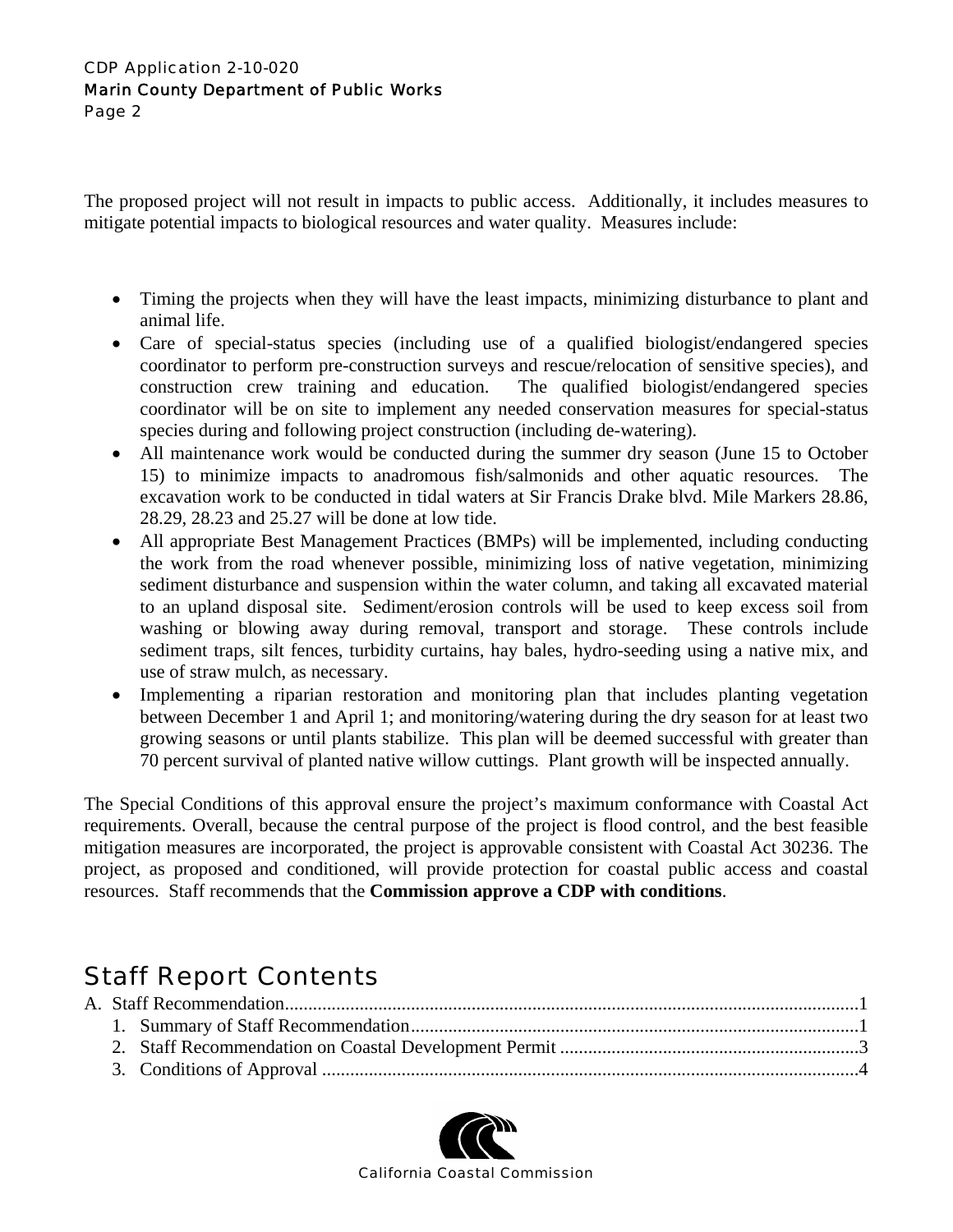The proposed project will not result in impacts to public access. Additionally, it includes measures to mitigate potential impacts to biological resources and water quality. Measures include:

- Timing the projects when they will have the least impacts, minimizing disturbance to plant and animal life.
- Care of special-status species (including use of a qualified biologist/endangered species coordinator to perform pre-construction surveys and rescue/relocation of sensitive species), and construction crew training and education. The qualified biologist/endangered species coordinator will be on site to implement any needed conservation measures for special-status species during and following project construction (including de-watering).
- All maintenance work would be conducted during the summer dry season (June 15 to October 15) to minimize impacts to anadromous fish/salmonids and other aquatic resources. The excavation work to be conducted in tidal waters at Sir Francis Drake blvd. Mile Markers 28.86, 28.29, 28.23 and 25.27 will be done at low tide.
- All appropriate Best Management Practices (BMPs) will be implemented, including conducting the work from the road whenever possible, minimizing loss of native vegetation, minimizing sediment disturbance and suspension within the water column, and taking all excavated material to an upland disposal site. Sediment/erosion controls will be used to keep excess soil from washing or blowing away during removal, transport and storage. These controls include sediment traps, silt fences, turbidity curtains, hay bales, hydro-seeding using a native mix, and use of straw mulch, as necessary.
- Implementing a riparian restoration and monitoring plan that includes planting vegetation between December 1 and April 1; and monitoring/watering during the dry season for at least two growing seasons or until plants stabilize. This plan will be deemed successful with greater than 70 percent survival of planted native willow cuttings. Plant growth will be inspected annually.

The Special Conditions of this approval ensure the project's maximum conformance with Coastal Act requirements. Overall, because the central purpose of the project is flood control, and the best feasible mitigation measures are incorporated, the project is approvable consistent with Coastal Act 30236. The project, as proposed and conditioned, will provide protection for coastal public access and coastal resources. Staff recommends that the **Commission approve a CDP with conditions**.

# Staff Report Contents

A. Staff Recommendation....................1
   1. Summary of Staff Recommendation....................1
   2. Staff Recommendation on Coastal Development Permit....................3
   3. Conditions of Approval....................4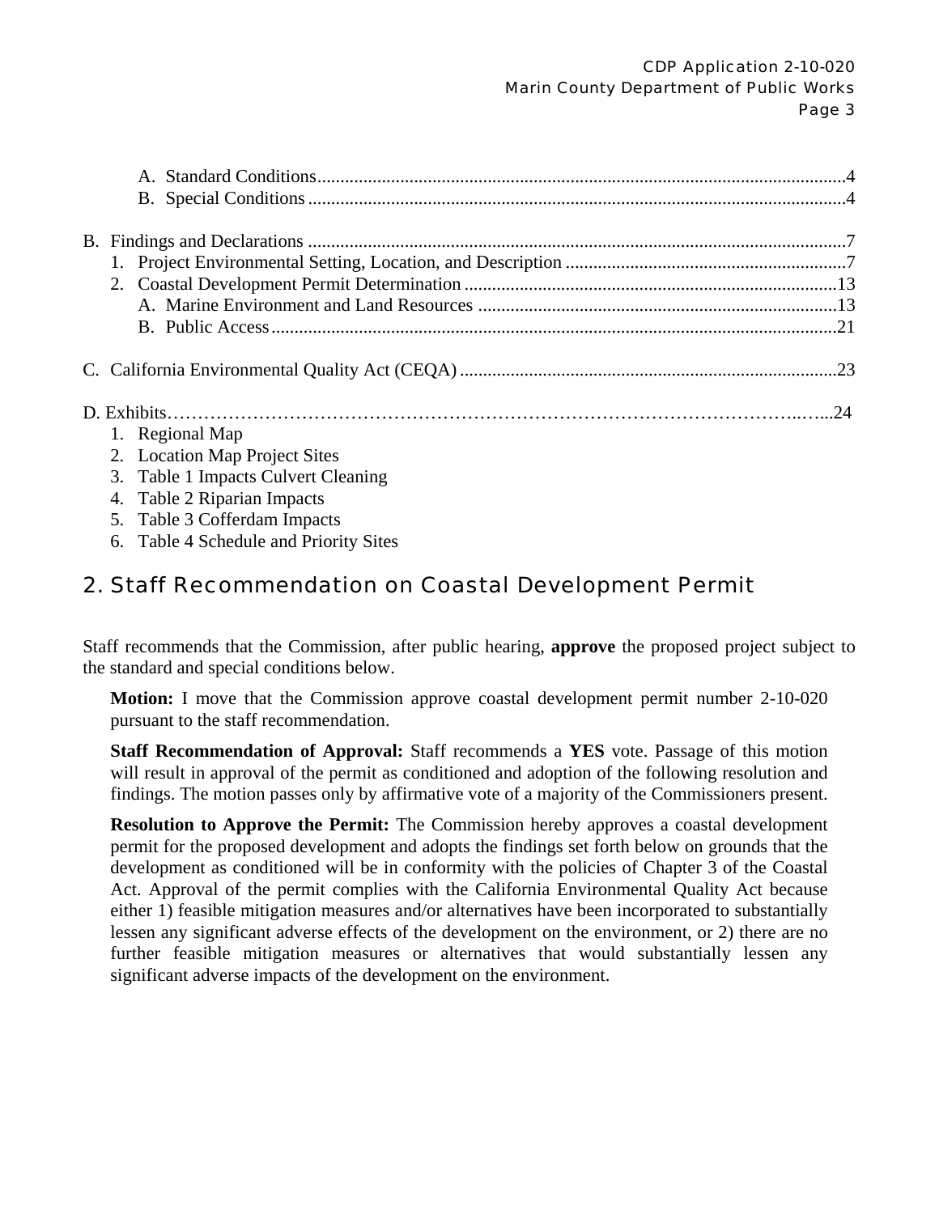A. Standard Conditions....................................................................................................................4
B. Special Conditions .....................................................................................................................4

B. Findings and Declarations .....................................................................................................................7
1. Project Environmental Setting, Location, and Description .............................................................7
2. Coastal Development Permit Determination .................................................................................13
A. Marine Environment and Land Resources ..............................................................................13
B. Public Access...........................................................................................................................21

C. California Environmental Quality Act (CEQA) ..................................................................................23

D. Exhibits……………………………………………………………………………………………..…...24
1. Regional Map
2. Location Map Project Sites
3. Table 1 Impacts Culvert Cleaning
4. Table 2 Riparian Impacts
5. Table 3 Cofferdam Impacts
6. Table 4 Schedule and Priority Sites

## 2. Staff Recommendation on Coastal Development Permit

Staff recommends that the Commission, after public hearing, **approve** the proposed project subject to the standard and special conditions below.

**Motion:** I move that the Commission approve coastal development permit number 2-10-020 pursuant to the staff recommendation.

**Staff Recommendation of Approval:** Staff recommends a **YES** vote. Passage of this motion will result in approval of the permit as conditioned and adoption of the following resolution and findings. The motion passes only by affirmative vote of a majority of the Commissioners present.

**Resolution to Approve the Permit:** The Commission hereby approves a coastal development permit for the proposed development and adopts the findings set forth below on grounds that the development as conditioned will be in conformity with the policies of Chapter 3 of the Coastal Act. Approval of the permit complies with the California Environmental Quality Act because either 1) feasible mitigation measures and/or alternatives have been incorporated to substantially lessen any significant adverse effects of the development on the environment, or 2) there are no further feasible mitigation measures or alternatives that would substantially lessen any significant adverse impacts of the development on the environment.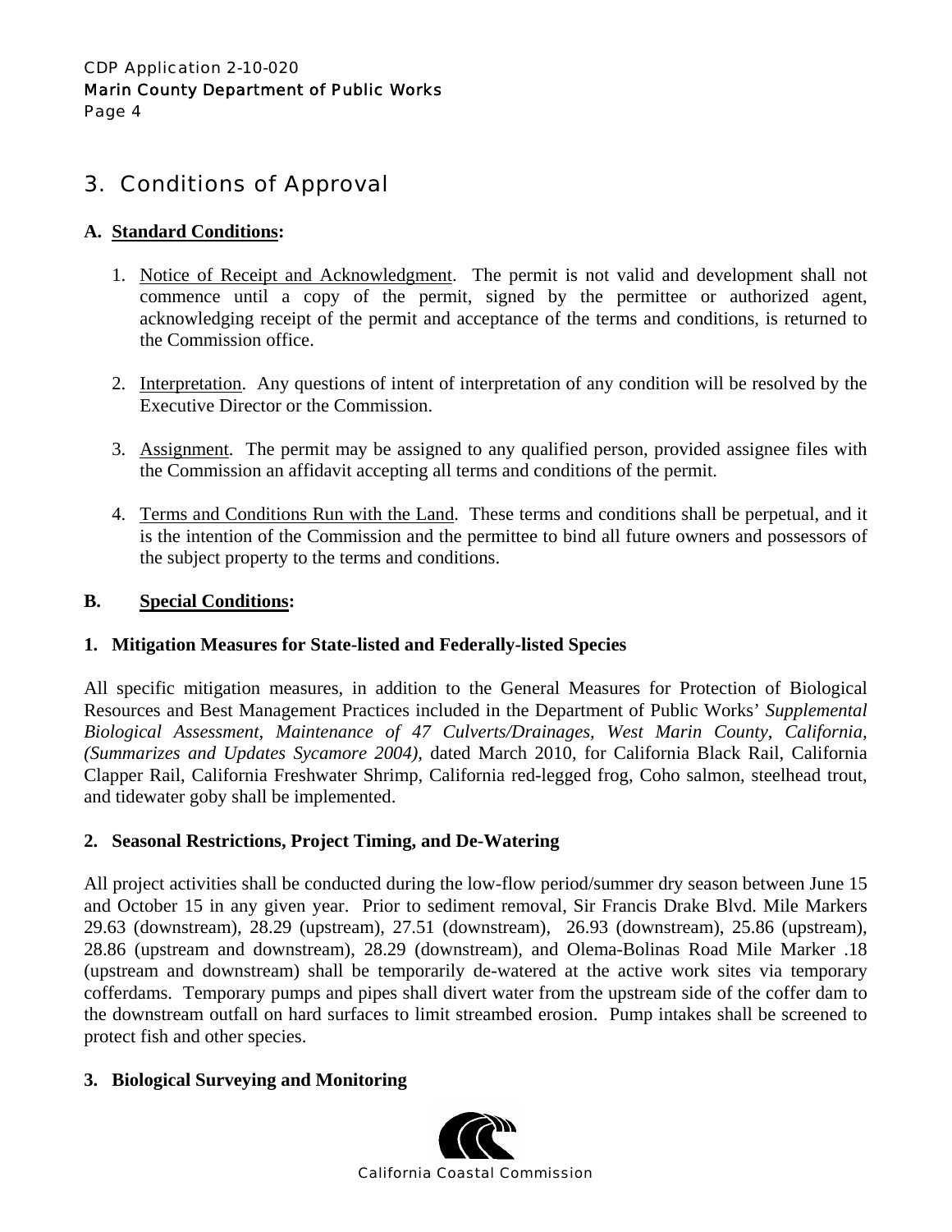## 3. Conditions of Approval

### A. Standard Conditions:

1. Notice of Receipt and Acknowledgment. The permit is not valid and development shall not commence until a copy of the permit, signed by the permittee or authorized agent, acknowledging receipt of the permit and acceptance of the terms and conditions, is returned to the Commission office.

2. Interpretation. Any questions of intent of interpretation of any condition will be resolved by the Executive Director or the Commission.

3. Assignment. The permit may be assigned to any qualified person, provided assignee files with the Commission an affidavit accepting all terms and conditions of the permit.

4. Terms and Conditions Run with the Land. These terms and conditions shall be perpetual, and it is the intention of the Commission and the permittee to bind all future owners and possessors of the subject property to the terms and conditions.

### B. Special Conditions:

**1. Mitigation Measures for State-listed and Federally-listed Species**

All specific mitigation measures, in addition to the General Measures for Protection of Biological Resources and Best Management Practices included in the Department of Public Works' *Supplemental Biological Assessment, Maintenance of 47 Culverts/Drainages, West Marin County, California, (Summarizes and Updates Sycamore 2004),* dated March 2010, for California Black Rail, California Clapper Rail, California Freshwater Shrimp, California red-legged frog, Coho salmon, steelhead trout, and tidewater goby shall be implemented.

**2. Seasonal Restrictions, Project Timing, and De-Watering**

All project activities shall be conducted during the low-flow period/summer dry season between June 15 and October 15 in any given year. Prior to sediment removal, Sir Francis Drake Blvd. Mile Markers 29.63 (downstream), 28.29 (upstream), 27.51 (downstream), 26.93 (downstream), 25.86 (upstream), 28.86 (upstream and downstream), 28.29 (downstream), and Olema-Bolinas Road Mile Marker .18 (upstream and downstream) shall be temporarily de-watered at the active work sites via temporary cofferdams. Temporary pumps and pipes shall divert water from the upstream side of the coffer dam to the downstream outfall on hard surfaces to limit streambed erosion. Pump intakes shall be screened to protect fish and other species.

**3. Biological Surveying and Monitoring**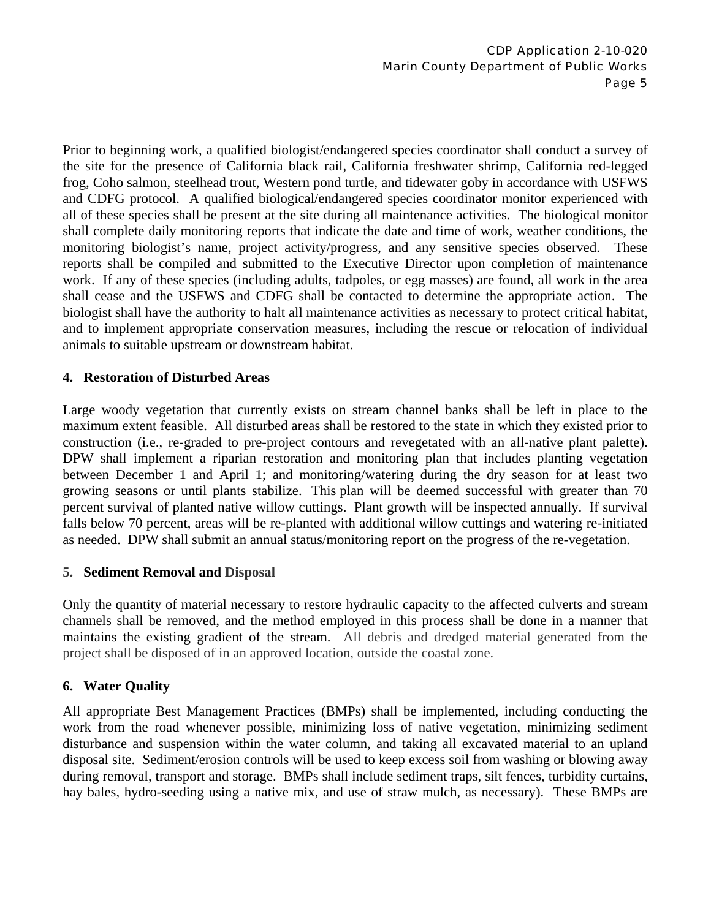Prior to beginning work, a qualified biologist/endangered species coordinator shall conduct a survey of the site for the presence of California black rail, California freshwater shrimp, California red-legged frog, Coho salmon, steelhead trout, Western pond turtle, and tidewater goby in accordance with USFWS and CDFG protocol. A qualified biological/endangered species coordinator monitor experienced with all of these species shall be present at the site during all maintenance activities. The biological monitor shall complete daily monitoring reports that indicate the date and time of work, weather conditions, the monitoring biologist's name, project activity/progress, and any sensitive species observed. These reports shall be compiled and submitted to the Executive Director upon completion of maintenance work. If any of these species (including adults, tadpoles, or egg masses) are found, all work in the area shall cease and the USFWS and CDFG shall be contacted to determine the appropriate action. The biologist shall have the authority to halt all maintenance activities as necessary to protect critical habitat, and to implement appropriate conservation measures, including the rescue or relocation of individual animals to suitable upstream or downstream habitat.

**4. Restoration of Disturbed Areas**

Large woody vegetation that currently exists on stream channel banks shall be left in place to the maximum extent feasible. All disturbed areas shall be restored to the state in which they existed prior to construction (i.e., re-graded to pre-project contours and revegetated with an all-native plant palette). DPW shall implement a riparian restoration and monitoring plan that includes planting vegetation between December 1 and April 1; and monitoring/watering during the dry season for at least two growing seasons or until plants stabilize. This plan will be deemed successful with greater than 70 percent survival of planted native willow cuttings. Plant growth will be inspected annually. If survival falls below 70 percent, areas will be re-planted with additional willow cuttings and watering re-initiated as needed. DPW shall submit an annual status/monitoring report on the progress of the re-vegetation.

**5. Sediment Removal and Disposal**

Only the quantity of material necessary to restore hydraulic capacity to the affected culverts and stream channels shall be removed, and the method employed in this process shall be done in a manner that maintains the existing gradient of the stream. All debris and dredged material generated from the project shall be disposed of in an approved location, outside the coastal zone.

**6. Water Quality**

All appropriate Best Management Practices (BMPs) shall be implemented, including conducting the work from the road whenever possible, minimizing loss of native vegetation, minimizing sediment disturbance and suspension within the water column, and taking all excavated material to an upland disposal site. Sediment/erosion controls will be used to keep excess soil from washing or blowing away during removal, transport and storage. BMPs shall include sediment traps, silt fences, turbidity curtains, hay bales, hydro-seeding using a native mix, and use of straw mulch, as necessary). These BMPs are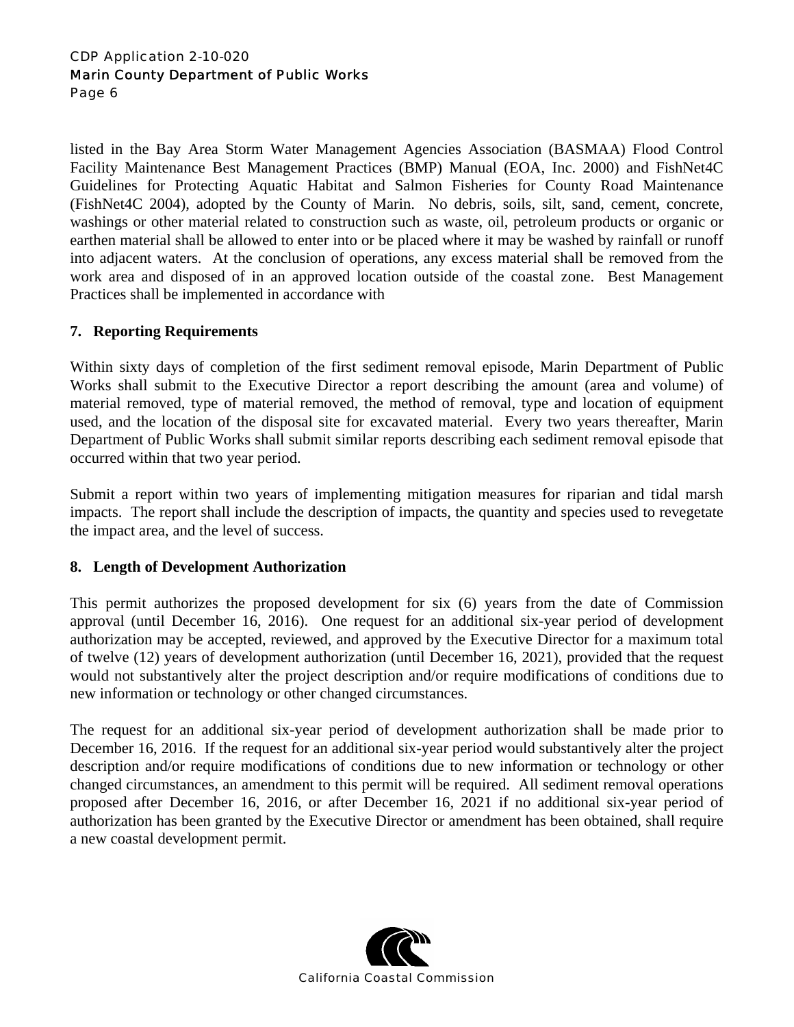listed in the Bay Area Storm Water Management Agencies Association (BASMAA) Flood Control Facility Maintenance Best Management Practices (BMP) Manual (EOA, Inc. 2000) and FishNet4C Guidelines for Protecting Aquatic Habitat and Salmon Fisheries for County Road Maintenance (FishNet4C 2004), adopted by the County of Marin. No debris, soils, silt, sand, cement, concrete, washings or other material related to construction such as waste, oil, petroleum products or organic or earthen material shall be allowed to enter into or be placed where it may be washed by rainfall or runoff into adjacent waters. At the conclusion of operations, any excess material shall be removed from the work area and disposed of in an approved location outside of the coastal zone. Best Management Practices shall be implemented in accordance with

**7. Reporting Requirements**

Within sixty days of completion of the first sediment removal episode, Marin Department of Public Works shall submit to the Executive Director a report describing the amount (area and volume) of material removed, type of material removed, the method of removal, type and location of equipment used, and the location of the disposal site for excavated material. Every two years thereafter, Marin Department of Public Works shall submit similar reports describing each sediment removal episode that occurred within that two year period.

Submit a report within two years of implementing mitigation measures for riparian and tidal marsh impacts. The report shall include the description of impacts, the quantity and species used to revegetate the impact area, and the level of success.

**8. Length of Development Authorization**

This permit authorizes the proposed development for six (6) years from the date of Commission approval (until December 16, 2016). One request for an additional six-year period of development authorization may be accepted, reviewed, and approved by the Executive Director for a maximum total of twelve (12) years of development authorization (until December 16, 2021), provided that the request would not substantively alter the project description and/or require modifications of conditions due to new information or technology or other changed circumstances.

The request for an additional six-year period of development authorization shall be made prior to December 16, 2016. If the request for an additional six-year period would substantively alter the project description and/or require modifications of conditions due to new information or technology or other changed circumstances, an amendment to this permit will be required. All sediment removal operations proposed after December 16, 2016, or after December 16, 2021 if no additional six-year period of authorization has been granted by the Executive Director or amendment has been obtained, shall require a new coastal development permit.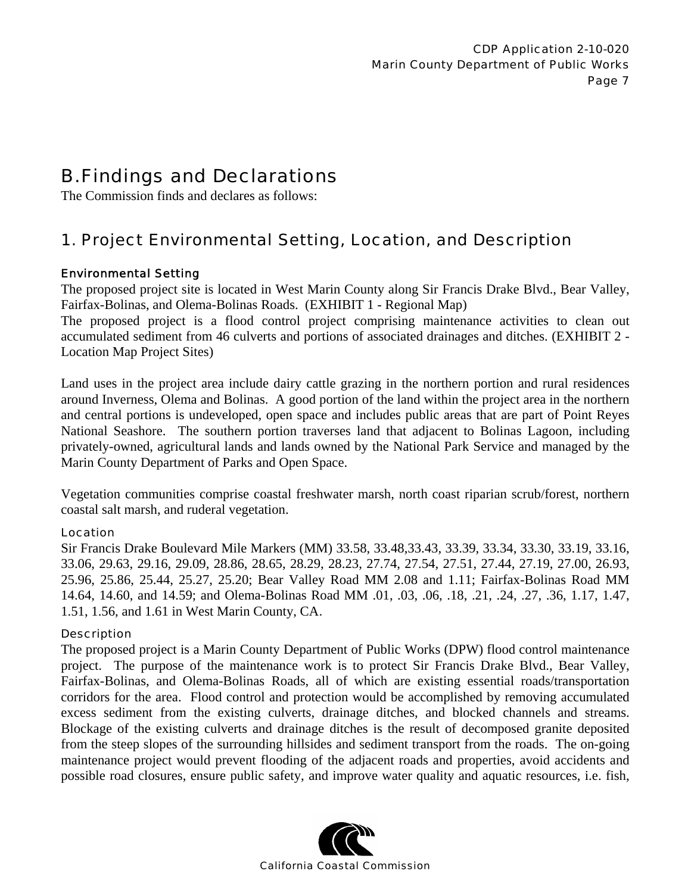# B. Findings and Declarations

The Commission finds and declares as follows:

## 1. Project Environmental Setting, Location, and Description

### Environmental Setting

The proposed project site is located in West Marin County along Sir Francis Drake Blvd., Bear Valley, Fairfax-Bolinas, and Olema-Bolinas Roads. (EXHIBIT 1 - Regional Map)

The proposed project is a flood control project comprising maintenance activities to clean out accumulated sediment from 46 culverts and portions of associated drainages and ditches. (EXHIBIT 2 - Location Map Project Sites)

Land uses in the project area include dairy cattle grazing in the northern portion and rural residences around Inverness, Olema and Bolinas. A good portion of the land within the project area in the northern and central portions is undeveloped, open space and includes public areas that are part of Point Reyes National Seashore. The southern portion traverses land that adjacent to Bolinas Lagoon, including privately-owned, agricultural lands and lands owned by the National Park Service and managed by the Marin County Department of Parks and Open Space.

Vegetation communities comprise coastal freshwater marsh, north coast riparian scrub/forest, northern coastal salt marsh, and ruderal vegetation.

### Location

Sir Francis Drake Boulevard Mile Markers (MM) 33.58, 33.48,33.43, 33.39, 33.34, 33.30, 33.19, 33.16, 33.06, 29.63, 29.16, 29.09, 28.86, 28.65, 28.29, 28.23, 27.74, 27.54, 27.51, 27.44, 27.19, 27.00, 26.93, 25.96, 25.86, 25.44, 25.27, 25.20; Bear Valley Road MM 2.08 and 1.11; Fairfax-Bolinas Road MM 14.64, 14.60, and 14.59; and Olema-Bolinas Road MM .01, .03, .06, .18, .21, .24, .27, .36, 1.17, 1.47, 1.51, 1.56, and 1.61 in West Marin County, CA.

### Description

The proposed project is a Marin County Department of Public Works (DPW) flood control maintenance project. The purpose of the maintenance work is to protect Sir Francis Drake Blvd., Bear Valley, Fairfax-Bolinas, and Olema-Bolinas Roads, all of which are existing essential roads/transportation corridors for the area. Flood control and protection would be accomplished by removing accumulated excess sediment from the existing culverts, drainage ditches, and blocked channels and streams. Blockage of the existing culverts and drainage ditches is the result of decomposed granite deposited from the steep slopes of the surrounding hillsides and sediment transport from the roads. The on-going maintenance project would prevent flooding of the adjacent roads and properties, avoid accidents and possible road closures, ensure public safety, and improve water quality and aquatic resources, i.e. fish,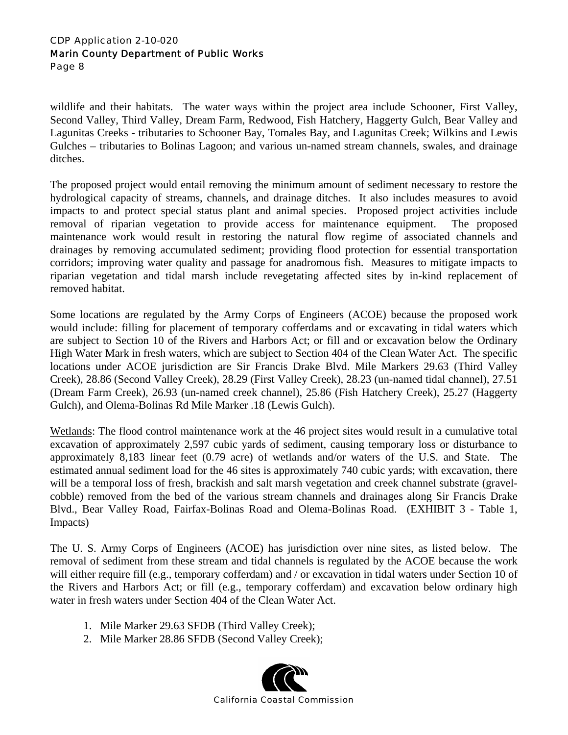wildlife and their habitats. The water ways within the project area include Schooner, First Valley, Second Valley, Third Valley, Dream Farm, Redwood, Fish Hatchery, Haggerty Gulch, Bear Valley and Lagunitas Creeks - tributaries to Schooner Bay, Tomales Bay, and Lagunitas Creek; Wilkins and Lewis Gulches – tributaries to Bolinas Lagoon; and various un-named stream channels, swales, and drainage ditches.

The proposed project would entail removing the minimum amount of sediment necessary to restore the hydrological capacity of streams, channels, and drainage ditches. It also includes measures to avoid impacts to and protect special status plant and animal species. Proposed project activities include removal of riparian vegetation to provide access for maintenance equipment. The proposed maintenance work would result in restoring the natural flow regime of associated channels and drainages by removing accumulated sediment; providing flood protection for essential transportation corridors; improving water quality and passage for anadromous fish. Measures to mitigate impacts to riparian vegetation and tidal marsh include revegetating affected sites by in-kind replacement of removed habitat.

Some locations are regulated by the Army Corps of Engineers (ACOE) because the proposed work would include: filling for placement of temporary cofferdams and or excavating in tidal waters which are subject to Section 10 of the Rivers and Harbors Act; or fill and or excavation below the Ordinary High Water Mark in fresh waters, which are subject to Section 404 of the Clean Water Act. The specific locations under ACOE jurisdiction are Sir Francis Drake Blvd. Mile Markers 29.63 (Third Valley Creek), 28.86 (Second Valley Creek), 28.29 (First Valley Creek), 28.23 (un-named tidal channel), 27.51 (Dream Farm Creek), 26.93 (un-named creek channel), 25.86 (Fish Hatchery Creek), 25.27 (Haggerty Gulch), and Olema-Bolinas Rd Mile Marker .18 (Lewis Gulch).

Wetlands: The flood control maintenance work at the 46 project sites would result in a cumulative total excavation of approximately 2,597 cubic yards of sediment, causing temporary loss or disturbance to approximately 8,183 linear feet (0.79 acre) of wetlands and/or waters of the U.S. and State. The estimated annual sediment load for the 46 sites is approximately 740 cubic yards; with excavation, there will be a temporal loss of fresh, brackish and salt marsh vegetation and creek channel substrate (gravel-cobble) removed from the bed of the various stream channels and drainages along Sir Francis Drake Blvd., Bear Valley Road, Fairfax-Bolinas Road and Olema-Bolinas Road. (EXHIBIT 3 - Table 1, Impacts)

The U. S. Army Corps of Engineers (ACOE) has jurisdiction over nine sites, as listed below. The removal of sediment from these stream and tidal channels is regulated by the ACOE because the work will either require fill (e.g., temporary cofferdam) and / or excavation in tidal waters under Section 10 of the Rivers and Harbors Act; or fill (e.g., temporary cofferdam) and excavation below ordinary high water in fresh waters under Section 404 of the Clean Water Act.

1. Mile Marker 29.63 SFDB (Third Valley Creek);
2. Mile Marker 28.86 SFDB (Second Valley Creek);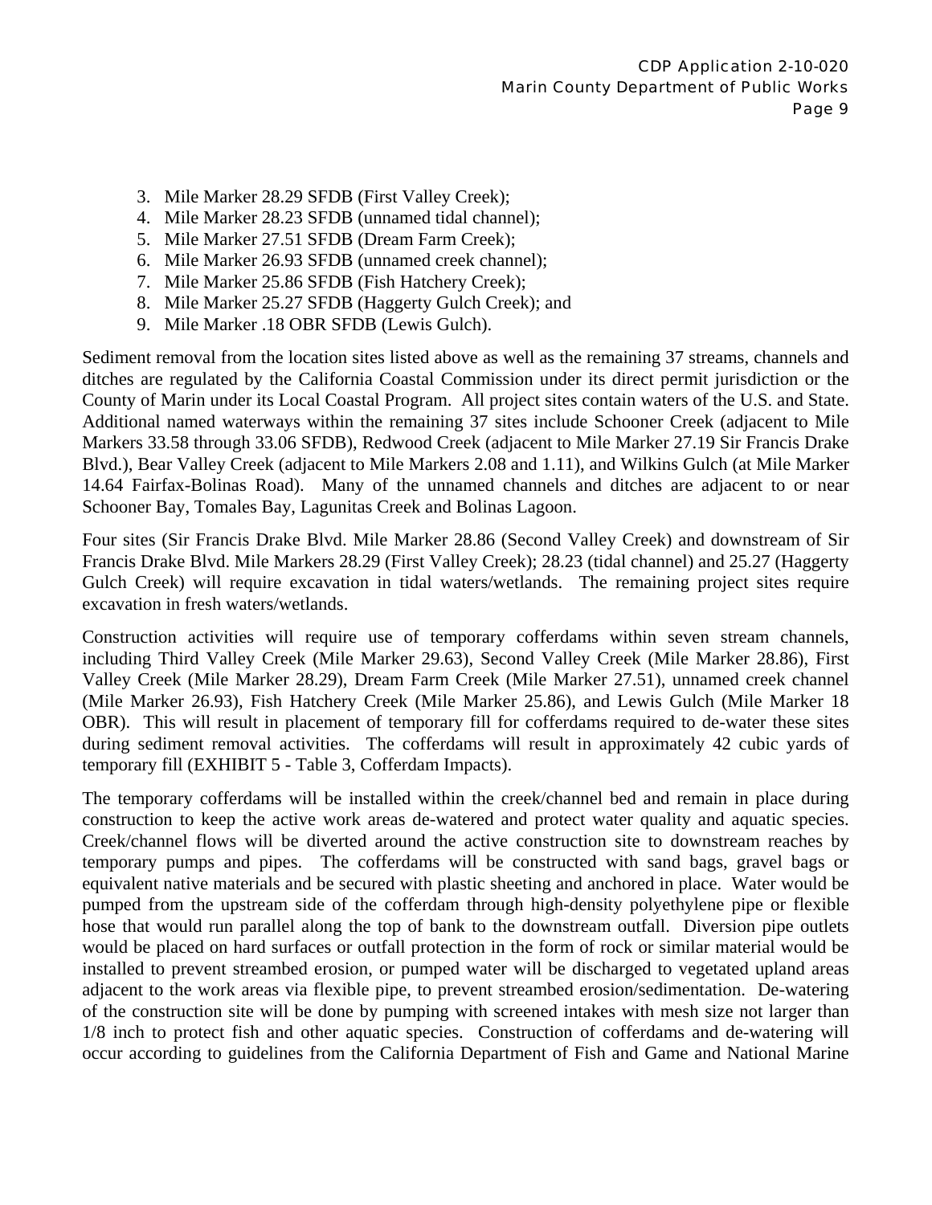3. Mile Marker 28.29 SFDB (First Valley Creek);
4. Mile Marker 28.23 SFDB (unnamed tidal channel);
5. Mile Marker 27.51 SFDB (Dream Farm Creek);
6. Mile Marker 26.93 SFDB (unnamed creek channel);
7. Mile Marker 25.86 SFDB (Fish Hatchery Creek);
8. Mile Marker 25.27 SFDB (Haggerty Gulch Creek); and
9. Mile Marker .18 OBR SFDB (Lewis Gulch).

Sediment removal from the location sites listed above as well as the remaining 37 streams, channels and ditches are regulated by the California Coastal Commission under its direct permit jurisdiction or the County of Marin under its Local Coastal Program. All project sites contain waters of the U.S. and State. Additional named waterways within the remaining 37 sites include Schooner Creek (adjacent to Mile Markers 33.58 through 33.06 SFDB), Redwood Creek (adjacent to Mile Marker 27.19 Sir Francis Drake Blvd.), Bear Valley Creek (adjacent to Mile Markers 2.08 and 1.11), and Wilkins Gulch (at Mile Marker 14.64 Fairfax-Bolinas Road). Many of the unnamed channels and ditches are adjacent to or near Schooner Bay, Tomales Bay, Lagunitas Creek and Bolinas Lagoon.

Four sites (Sir Francis Drake Blvd. Mile Marker 28.86 (Second Valley Creek) and downstream of Sir Francis Drake Blvd. Mile Markers 28.29 (First Valley Creek); 28.23 (tidal channel) and 25.27 (Haggerty Gulch Creek) will require excavation in tidal waters/wetlands. The remaining project sites require excavation in fresh waters/wetlands.

Construction activities will require use of temporary cofferdams within seven stream channels, including Third Valley Creek (Mile Marker 29.63), Second Valley Creek (Mile Marker 28.86), First Valley Creek (Mile Marker 28.29), Dream Farm Creek (Mile Marker 27.51), unnamed creek channel (Mile Marker 26.93), Fish Hatchery Creek (Mile Marker 25.86), and Lewis Gulch (Mile Marker 18 OBR). This will result in placement of temporary fill for cofferdams required to de-water these sites during sediment removal activities. The cofferdams will result in approximately 42 cubic yards of temporary fill (EXHIBIT 5 - Table 3, Cofferdam Impacts).

The temporary cofferdams will be installed within the creek/channel bed and remain in place during construction to keep the active work areas de-watered and protect water quality and aquatic species. Creek/channel flows will be diverted around the active construction site to downstream reaches by temporary pumps and pipes. The cofferdams will be constructed with sand bags, gravel bags or equivalent native materials and be secured with plastic sheeting and anchored in place. Water would be pumped from the upstream side of the cofferdam through high-density polyethylene pipe or flexible hose that would run parallel along the top of bank to the downstream outfall. Diversion pipe outlets would be placed on hard surfaces or outfall protection in the form of rock or similar material would be installed to prevent streambed erosion, or pumped water will be discharged to vegetated upland areas adjacent to the work areas via flexible pipe, to prevent streambed erosion/sedimentation. De-watering of the construction site will be done by pumping with screened intakes with mesh size not larger than 1/8 inch to protect fish and other aquatic species. Construction of cofferdams and de-watering will occur according to guidelines from the California Department of Fish and Game and National Marine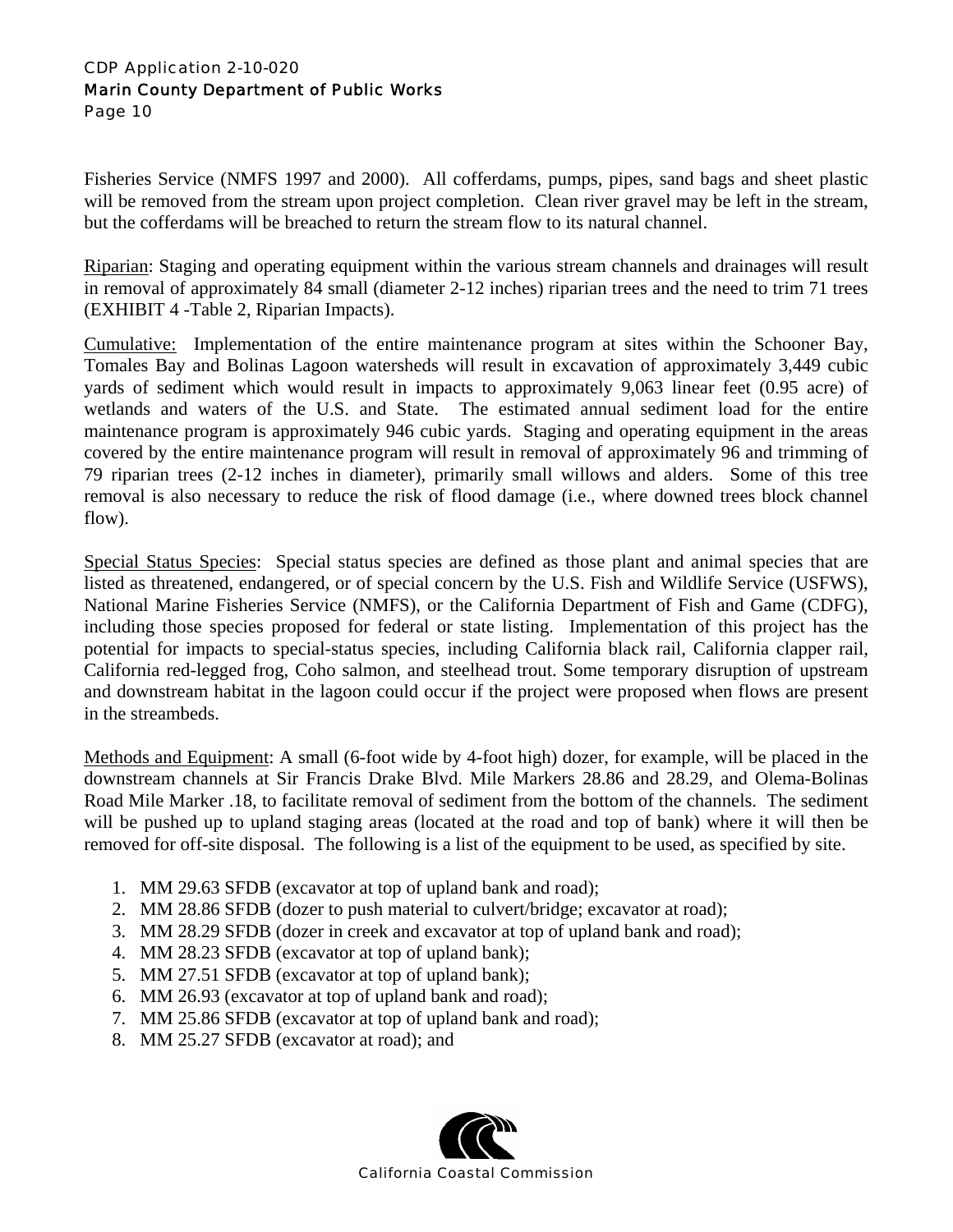Fisheries Service (NMFS 1997 and 2000). All cofferdams, pumps, pipes, sand bags and sheet plastic will be removed from the stream upon project completion. Clean river gravel may be left in the stream, but the cofferdams will be breached to return the stream flow to its natural channel.

Riparian: Staging and operating equipment within the various stream channels and drainages will result in removal of approximately 84 small (diameter 2-12 inches) riparian trees and the need to trim 71 trees (EXHIBIT 4 -Table 2, Riparian Impacts).

Cumulative: Implementation of the entire maintenance program at sites within the Schooner Bay, Tomales Bay and Bolinas Lagoon watersheds will result in excavation of approximately 3,449 cubic yards of sediment which would result in impacts to approximately 9,063 linear feet (0.95 acre) of wetlands and waters of the U.S. and State. The estimated annual sediment load for the entire maintenance program is approximately 946 cubic yards. Staging and operating equipment in the areas covered by the entire maintenance program will result in removal of approximately 96 and trimming of 79 riparian trees (2-12 inches in diameter), primarily small willows and alders. Some of this tree removal is also necessary to reduce the risk of flood damage (i.e., where downed trees block channel flow).

Special Status Species: Special status species are defined as those plant and animal species that are listed as threatened, endangered, or of special concern by the U.S. Fish and Wildlife Service (USFWS), National Marine Fisheries Service (NMFS), or the California Department of Fish and Game (CDFG), including those species proposed for federal or state listing. Implementation of this project has the potential for impacts to special-status species, including California black rail, California clapper rail, California red-legged frog, Coho salmon, and steelhead trout. Some temporary disruption of upstream and downstream habitat in the lagoon could occur if the project were proposed when flows are present in the streambeds.

Methods and Equipment: A small (6-foot wide by 4-foot high) dozer, for example, will be placed in the downstream channels at Sir Francis Drake Blvd. Mile Markers 28.86 and 28.29, and Olema-Bolinas Road Mile Marker .18, to facilitate removal of sediment from the bottom of the channels. The sediment will be pushed up to upland staging areas (located at the road and top of bank) where it will then be removed for off-site disposal. The following is a list of the equipment to be used, as specified by site.

1. MM 29.63 SFDB (excavator at top of upland bank and road);
2. MM 28.86 SFDB (dozer to push material to culvert/bridge; excavator at road);
3. MM 28.29 SFDB (dozer in creek and excavator at top of upland bank and road);
4. MM 28.23 SFDB (excavator at top of upland bank);
5. MM 27.51 SFDB (excavator at top of upland bank);
6. MM 26.93 (excavator at top of upland bank and road);
7. MM 25.86 SFDB (excavator at top of upland bank and road);
8. MM 25.27 SFDB (excavator at road); and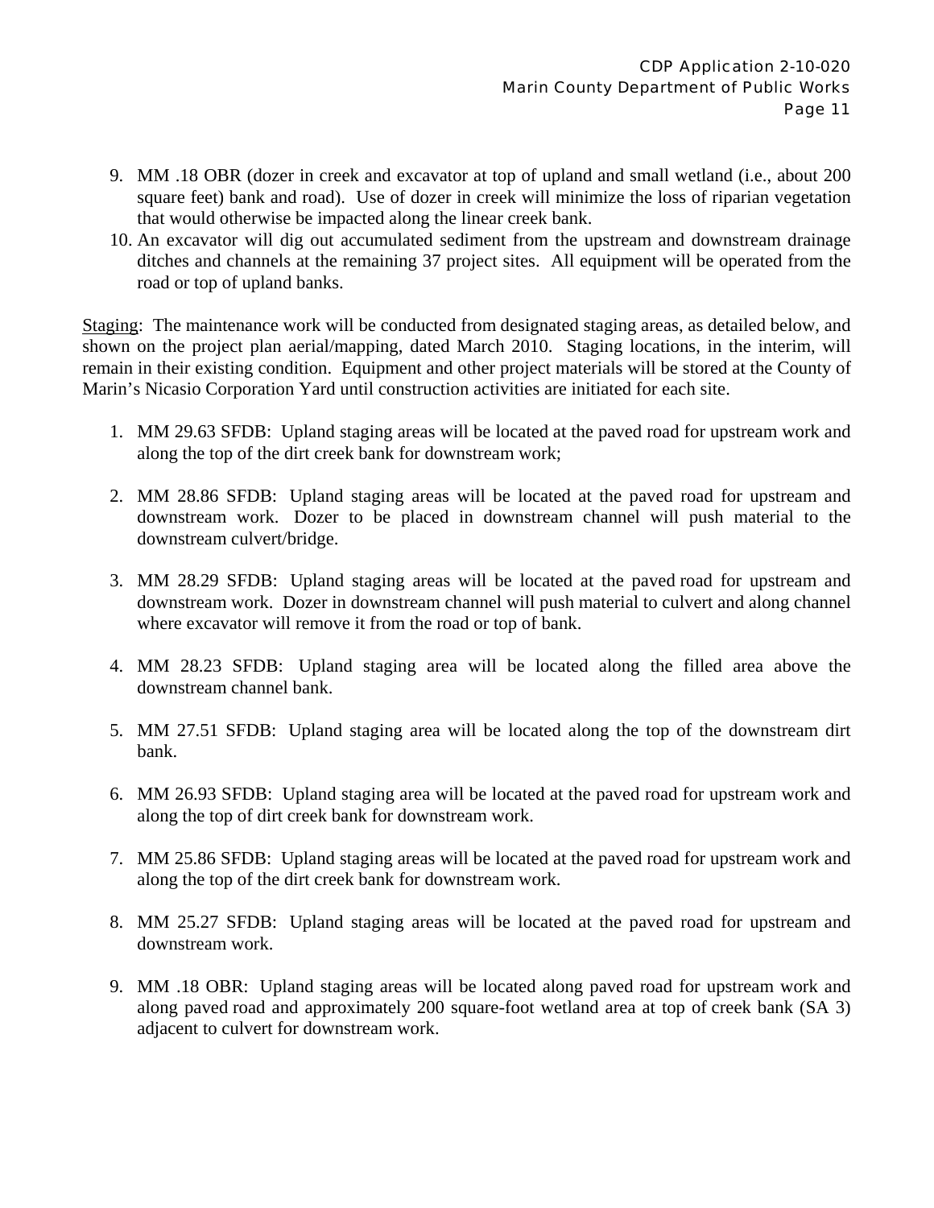9. MM .18 OBR (dozer in creek and excavator at top of upland and small wetland (i.e., about 200 square feet) bank and road). Use of dozer in creek will minimize the loss of riparian vegetation that would otherwise be impacted along the linear creek bank.
10. An excavator will dig out accumulated sediment from the upstream and downstream drainage ditches and channels at the remaining 37 project sites. All equipment will be operated from the road or top of upland banks.

<u>Staging</u>: The maintenance work will be conducted from designated staging areas, as detailed below, and shown on the project plan aerial/mapping, dated March 2010. Staging locations, in the interim, will remain in their existing condition. Equipment and other project materials will be stored at the County of Marin's Nicasio Corporation Yard until construction activities are initiated for each site.

1. MM 29.63 SFDB: Upland staging areas will be located at the paved road for upstream work and along the top of the dirt creek bank for downstream work;

2. MM 28.86 SFDB: Upland staging areas will be located at the paved road for upstream and downstream work. Dozer to be placed in downstream channel will push material to the downstream culvert/bridge.

3. MM 28.29 SFDB: Upland staging areas will be located at the paved road for upstream and downstream work. Dozer in downstream channel will push material to culvert and along channel where excavator will remove it from the road or top of bank.

4. MM 28.23 SFDB: Upland staging area will be located along the filled area above the downstream channel bank.

5. MM 27.51 SFDB: Upland staging area will be located along the top of the downstream dirt bank.

6. MM 26.93 SFDB: Upland staging area will be located at the paved road for upstream work and along the top of dirt creek bank for downstream work.

7. MM 25.86 SFDB: Upland staging areas will be located at the paved road for upstream work and along the top of the dirt creek bank for downstream work.

8. MM 25.27 SFDB: Upland staging areas will be located at the paved road for upstream and downstream work.

9. MM .18 OBR: Upland staging areas will be located along paved road for upstream work and along paved road and approximately 200 square-foot wetland area at top of creek bank (SA 3) adjacent to culvert for downstream work.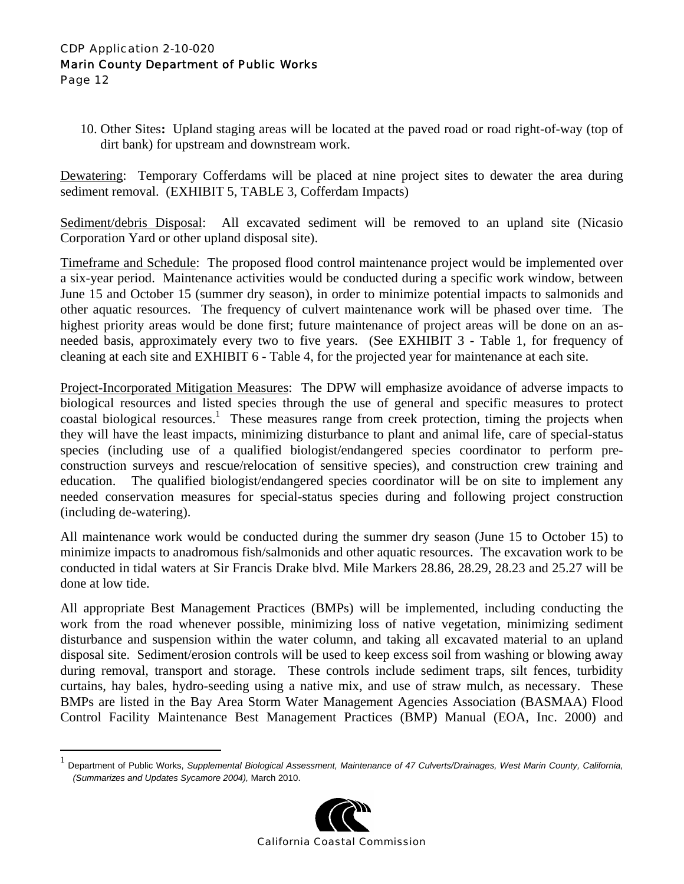10. Other Sites**:** Upland staging areas will be located at the paved road or road right-of-way (top of dirt bank) for upstream and downstream work.

Dewatering: Temporary Cofferdams will be placed at nine project sites to dewater the area during sediment removal. (EXHIBIT 5, TABLE 3, Cofferdam Impacts)

Sediment/debris Disposal: All excavated sediment will be removed to an upland site (Nicasio Corporation Yard or other upland disposal site).

Timeframe and Schedule: The proposed flood control maintenance project would be implemented over a six-year period. Maintenance activities would be conducted during a specific work window, between June 15 and October 15 (summer dry season), in order to minimize potential impacts to salmonids and other aquatic resources. The frequency of culvert maintenance work will be phased over time. The highest priority areas would be done first; future maintenance of project areas will be done on an as-needed basis, approximately every two to five years. (See EXHIBIT 3 - Table 1, for frequency of cleaning at each site and EXHIBIT 6 - Table 4, for the projected year for maintenance at each site.

Project-Incorporated Mitigation Measures: The DPW will emphasize avoidance of adverse impacts to biological resources and listed species through the use of general and specific measures to protect coastal biological resources.[1] These measures range from creek protection, timing the projects when they will have the least impacts, minimizing disturbance to plant and animal life, care of special-status species (including use of a qualified biologist/endangered species coordinator to perform pre-construction surveys and rescue/relocation of sensitive species), and construction crew training and education. The qualified biologist/endangered species coordinator will be on site to implement any needed conservation measures for special-status species during and following project construction (including de-watering).

All maintenance work would be conducted during the summer dry season (June 15 to October 15) to minimize impacts to anadromous fish/salmonids and other aquatic resources. The excavation work to be conducted in tidal waters at Sir Francis Drake blvd. Mile Markers 28.86, 28.29, 28.23 and 25.27 will be done at low tide.

All appropriate Best Management Practices (BMPs) will be implemented, including conducting the work from the road whenever possible, minimizing loss of native vegetation, minimizing sediment disturbance and suspension within the water column, and taking all excavated material to an upland disposal site. Sediment/erosion controls will be used to keep excess soil from washing or blowing away during removal, transport and storage. These controls include sediment traps, silt fences, turbidity curtains, hay bales, hydro-seeding using a native mix, and use of straw mulch, as necessary. These BMPs are listed in the Bay Area Storm Water Management Agencies Association (BASMAA) Flood Control Facility Maintenance Best Management Practices (BMP) Manual (EOA, Inc. 2000) and

---

[1] Department of Public Works, *Supplemental Biological Assessment, Maintenance of 47 Culverts/Drainages, West Marin County, California, (Summarizes and Updates Sycamore 2004),* March 2010.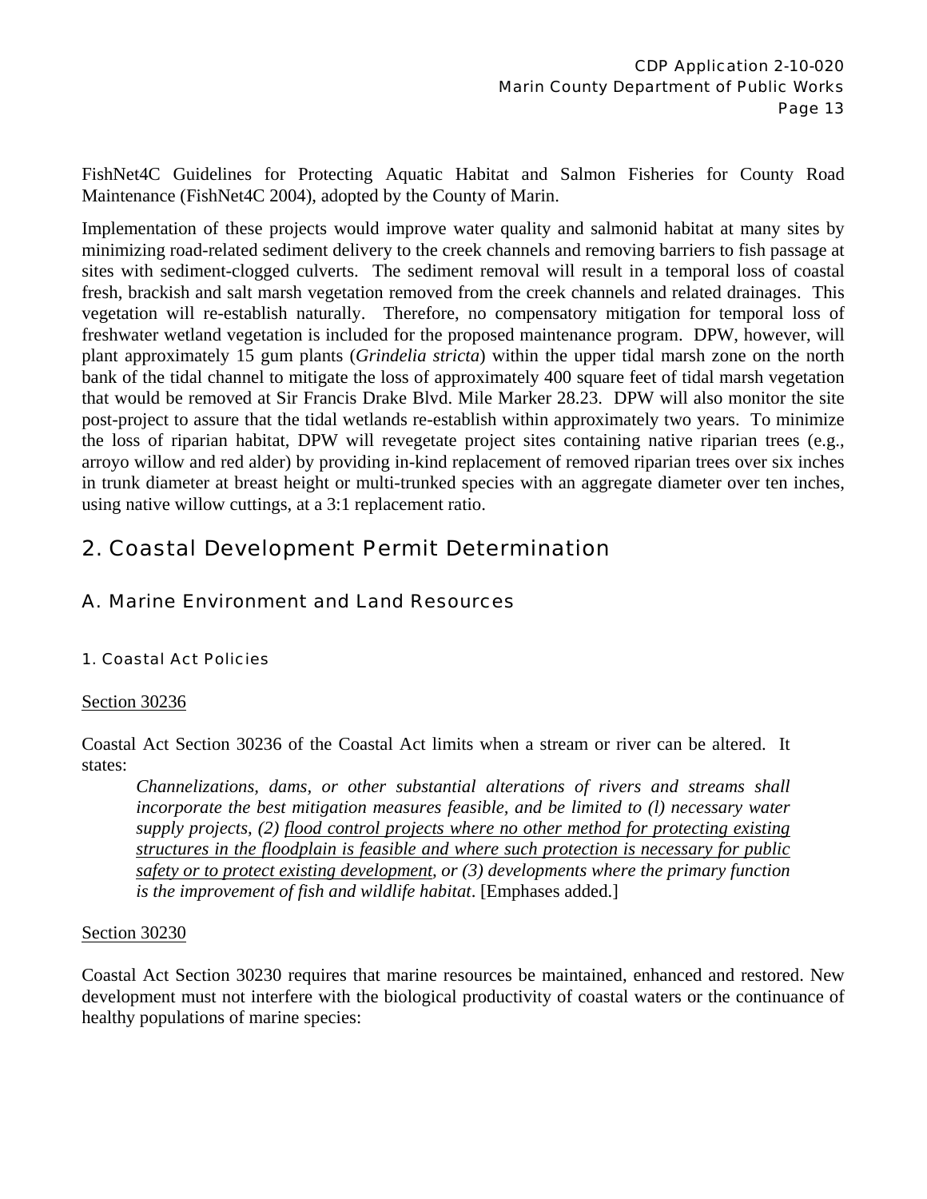FishNet4C Guidelines for Protecting Aquatic Habitat and Salmon Fisheries for County Road Maintenance (FishNet4C 2004), adopted by the County of Marin.

Implementation of these projects would improve water quality and salmonid habitat at many sites by minimizing road-related sediment delivery to the creek channels and removing barriers to fish passage at sites with sediment-clogged culverts. The sediment removal will result in a temporal loss of coastal fresh, brackish and salt marsh vegetation removed from the creek channels and related drainages. This vegetation will re-establish naturally. Therefore, no compensatory mitigation for temporal loss of freshwater wetland vegetation is included for the proposed maintenance program. DPW, however, will plant approximately 15 gum plants (*Grindelia stricta*) within the upper tidal marsh zone on the north bank of the tidal channel to mitigate the loss of approximately 400 square feet of tidal marsh vegetation that would be removed at Sir Francis Drake Blvd. Mile Marker 28.23. DPW will also monitor the site post-project to assure that the tidal wetlands re-establish within approximately two years. To minimize the loss of riparian habitat, DPW will revegetate project sites containing native riparian trees (e.g., arroyo willow and red alder) by providing in-kind replacement of removed riparian trees over six inches in trunk diameter at breast height or multi-trunked species with an aggregate diameter over ten inches, using native willow cuttings, at a 3:1 replacement ratio.

## 2. Coastal Development Permit Determination

### A. Marine Environment and Land Resources

#### 1. Coastal Act Policies

Section 30236

Coastal Act Section 30236 of the Coastal Act limits when a stream or river can be altered. It states:

> *Channelizations, dams, or other substantial alterations of rivers and streams shall incorporate the best mitigation measures feasible, and be limited to (l) necessary water supply projects, (2) flood control projects where no other method for protecting existing structures in the floodplain is feasible and where such protection is necessary for public safety or to protect existing development, or (3) developments where the primary function is the improvement of fish and wildlife habitat*. [Emphases added.]

Section 30230

Coastal Act Section 30230 requires that marine resources be maintained, enhanced and restored. New development must not interfere with the biological productivity of coastal waters or the continuance of healthy populations of marine species: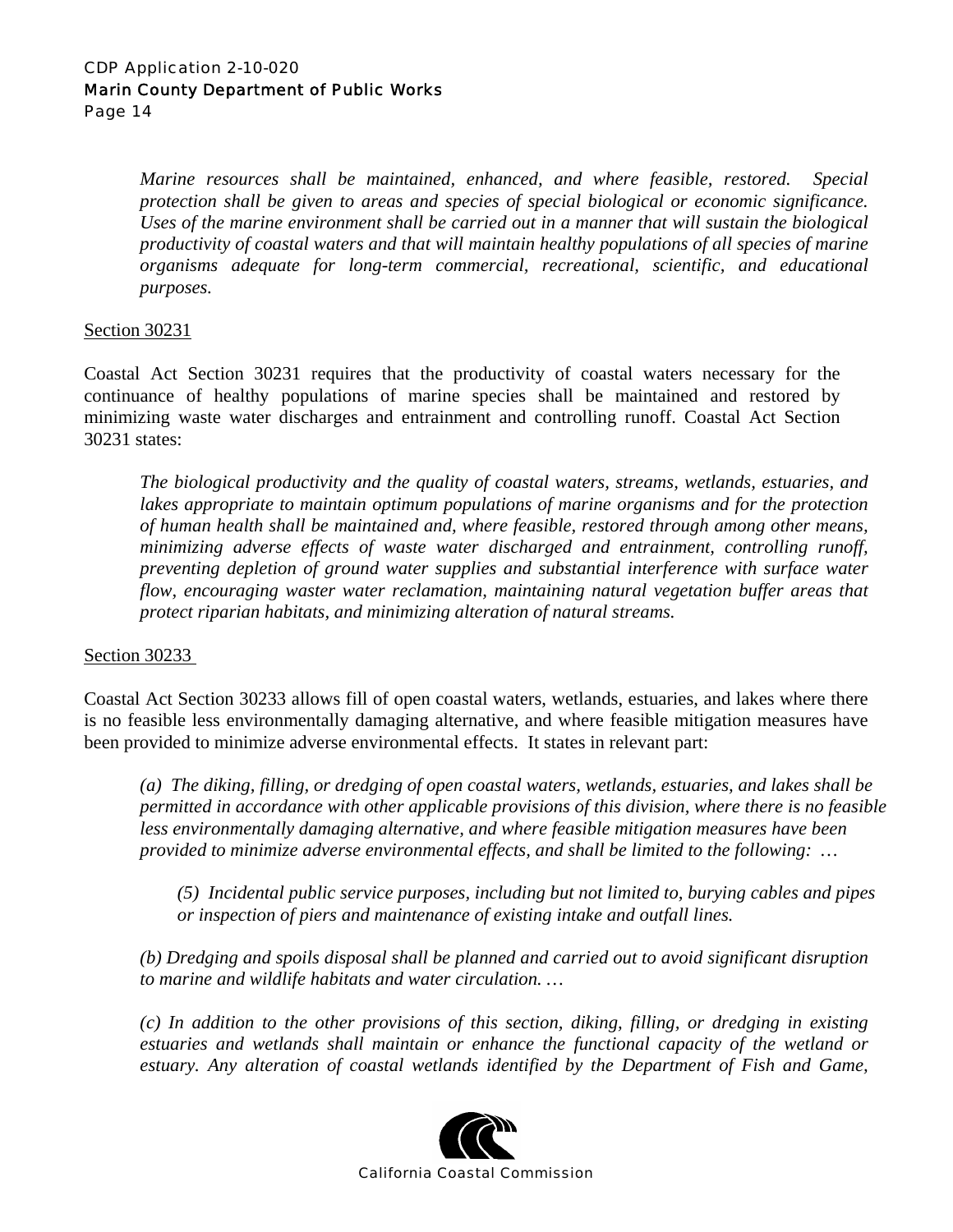*Marine resources shall be maintained, enhanced, and where feasible, restored. Special protection shall be given to areas and species of special biological or economic significance. Uses of the marine environment shall be carried out in a manner that will sustain the biological productivity of coastal waters and that will maintain healthy populations of all species of marine organisms adequate for long-term commercial, recreational, scientific, and educational purposes.*

<u>Section 30231</u>

Coastal Act Section 30231 requires that the productivity of coastal waters necessary for the continuance of healthy populations of marine species shall be maintained and restored by minimizing waste water discharges and entrainment and controlling runoff. Coastal Act Section 30231 states:

*The biological productivity and the quality of coastal waters, streams, wetlands, estuaries, and lakes appropriate to maintain optimum populations of marine organisms and for the protection of human health shall be maintained and, where feasible, restored through among other means, minimizing adverse effects of waste water discharged and entrainment, controlling runoff, preventing depletion of ground water supplies and substantial interference with surface water flow, encouraging waster water reclamation, maintaining natural vegetation buffer areas that protect riparian habitats, and minimizing alteration of natural streams.*

<u>Section 30233</u>

Coastal Act Section 30233 allows fill of open coastal waters, wetlands, estuaries, and lakes where there is no feasible less environmentally damaging alternative, and where feasible mitigation measures have been provided to minimize adverse environmental effects. It states in relevant part:

*(a) The diking, filling, or dredging of open coastal waters, wetlands, estuaries, and lakes shall be permitted in accordance with other applicable provisions of this division, where there is no feasible less environmentally damaging alternative, and where feasible mitigation measures have been provided to minimize adverse environmental effects, and shall be limited to the following: …*

*(5) Incidental public service purposes, including but not limited to, burying cables and pipes or inspection of piers and maintenance of existing intake and outfall lines.*

*(b) Dredging and spoils disposal shall be planned and carried out to avoid significant disruption to marine and wildlife habitats and water circulation. …*

*(c) In addition to the other provisions of this section, diking, filling, or dredging in existing estuaries and wetlands shall maintain or enhance the functional capacity of the wetland or estuary. Any alteration of coastal wetlands identified by the Department of Fish and Game,*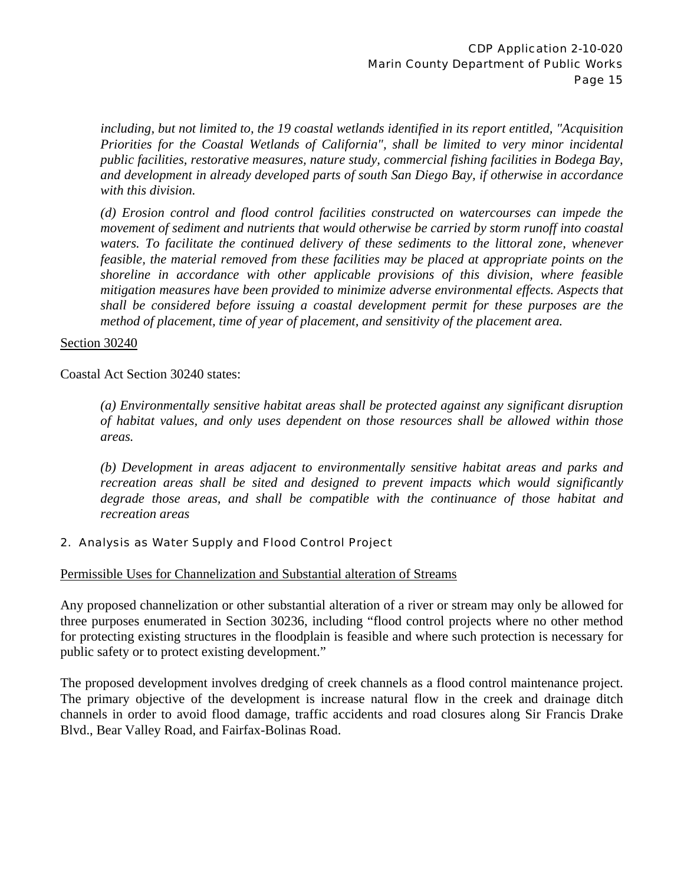*including, but not limited to, the 19 coastal wetlands identified in its report entitled, "Acquisition Priorities for the Coastal Wetlands of California", shall be limited to very minor incidental public facilities, restorative measures, nature study, commercial fishing facilities in Bodega Bay, and development in already developed parts of south San Diego Bay, if otherwise in accordance with this division.*

*(d) Erosion control and flood control facilities constructed on watercourses can impede the movement of sediment and nutrients that would otherwise be carried by storm runoff into coastal waters. To facilitate the continued delivery of these sediments to the littoral zone, whenever feasible, the material removed from these facilities may be placed at appropriate points on the shoreline in accordance with other applicable provisions of this division, where feasible mitigation measures have been provided to minimize adverse environmental effects. Aspects that shall be considered before issuing a coastal development permit for these purposes are the method of placement, time of year of placement, and sensitivity of the placement area.*

Section 30240

Coastal Act Section 30240 states:

*(a) Environmentally sensitive habitat areas shall be protected against any significant disruption of habitat values, and only uses dependent on those resources shall be allowed within those areas.*

*(b) Development in areas adjacent to environmentally sensitive habitat areas and parks and recreation areas shall be sited and designed to prevent impacts which would significantly degrade those areas, and shall be compatible with the continuance of those habitat and recreation areas*

### 2. Analysis as Water Supply and Flood Control Project

Permissible Uses for Channelization and Substantial alteration of Streams

Any proposed channelization or other substantial alteration of a river or stream may only be allowed for three purposes enumerated in Section 30236, including "flood control projects where no other method for protecting existing structures in the floodplain is feasible and where such protection is necessary for public safety or to protect existing development."

The proposed development involves dredging of creek channels as a flood control maintenance project. The primary objective of the development is increase natural flow in the creek and drainage ditch channels in order to avoid flood damage, traffic accidents and road closures along Sir Francis Drake Blvd., Bear Valley Road, and Fairfax-Bolinas Road.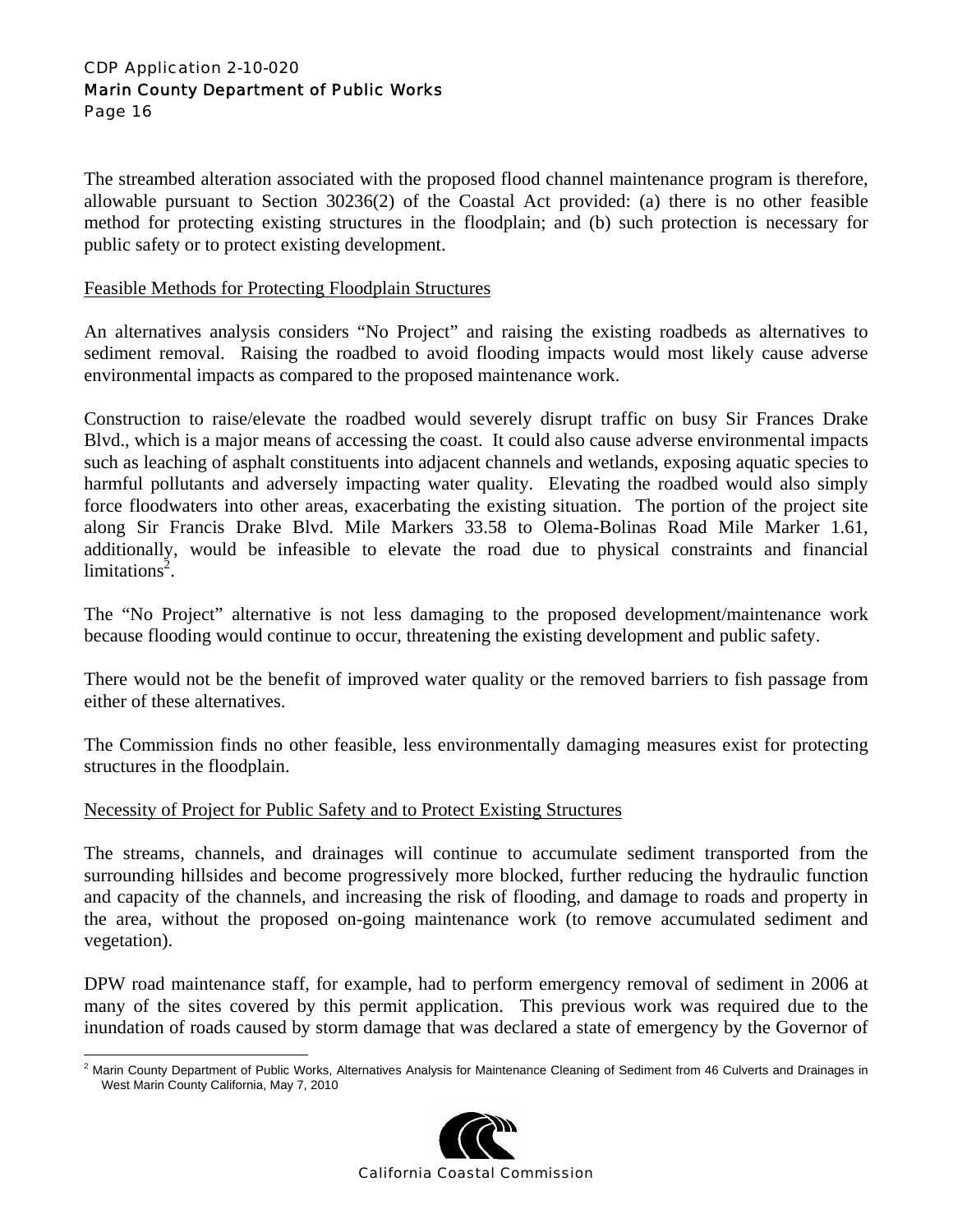The streambed alteration associated with the proposed flood channel maintenance program is therefore, allowable pursuant to Section 30236(2) of the Coastal Act provided: (a) there is no other feasible method for protecting existing structures in the floodplain; and (b) such protection is necessary for public safety or to protect existing development.

Feasible Methods for Protecting Floodplain Structures

An alternatives analysis considers "No Project" and raising the existing roadbeds as alternatives to sediment removal. Raising the roadbed to avoid flooding impacts would most likely cause adverse environmental impacts as compared to the proposed maintenance work.

Construction to raise/elevate the roadbed would severely disrupt traffic on busy Sir Frances Drake Blvd., which is a major means of accessing the coast. It could also cause adverse environmental impacts such as leaching of asphalt constituents into adjacent channels and wetlands, exposing aquatic species to harmful pollutants and adversely impacting water quality. Elevating the roadbed would also simply force floodwaters into other areas, exacerbating the existing situation. The portion of the project site along Sir Francis Drake Blvd. Mile Markers 33.58 to Olema-Bolinas Road Mile Marker 1.61, additionally, would be infeasible to elevate the road due to physical constraints and financial limitations[2].

The "No Project" alternative is not less damaging to the proposed development/maintenance work because flooding would continue to occur, threatening the existing development and public safety.

There would not be the benefit of improved water quality or the removed barriers to fish passage from either of these alternatives.

The Commission finds no other feasible, less environmentally damaging measures exist for protecting structures in the floodplain.

Necessity of Project for Public Safety and to Protect Existing Structures

The streams, channels, and drainages will continue to accumulate sediment transported from the surrounding hillsides and become progressively more blocked, further reducing the hydraulic function and capacity of the channels, and increasing the risk of flooding, and damage to roads and property in the area, without the proposed on-going maintenance work (to remove accumulated sediment and vegetation).

DPW road maintenance staff, for example, had to perform emergency removal of sediment in 2006 at many of the sites covered by this permit application. This previous work was required due to the inundation of roads caused by storm damage that was declared a state of emergency by the Governor of

[2] Marin County Department of Public Works, Alternatives Analysis for Maintenance Cleaning of Sediment from 46 Culverts and Drainages in West Marin County California, May 7, 2010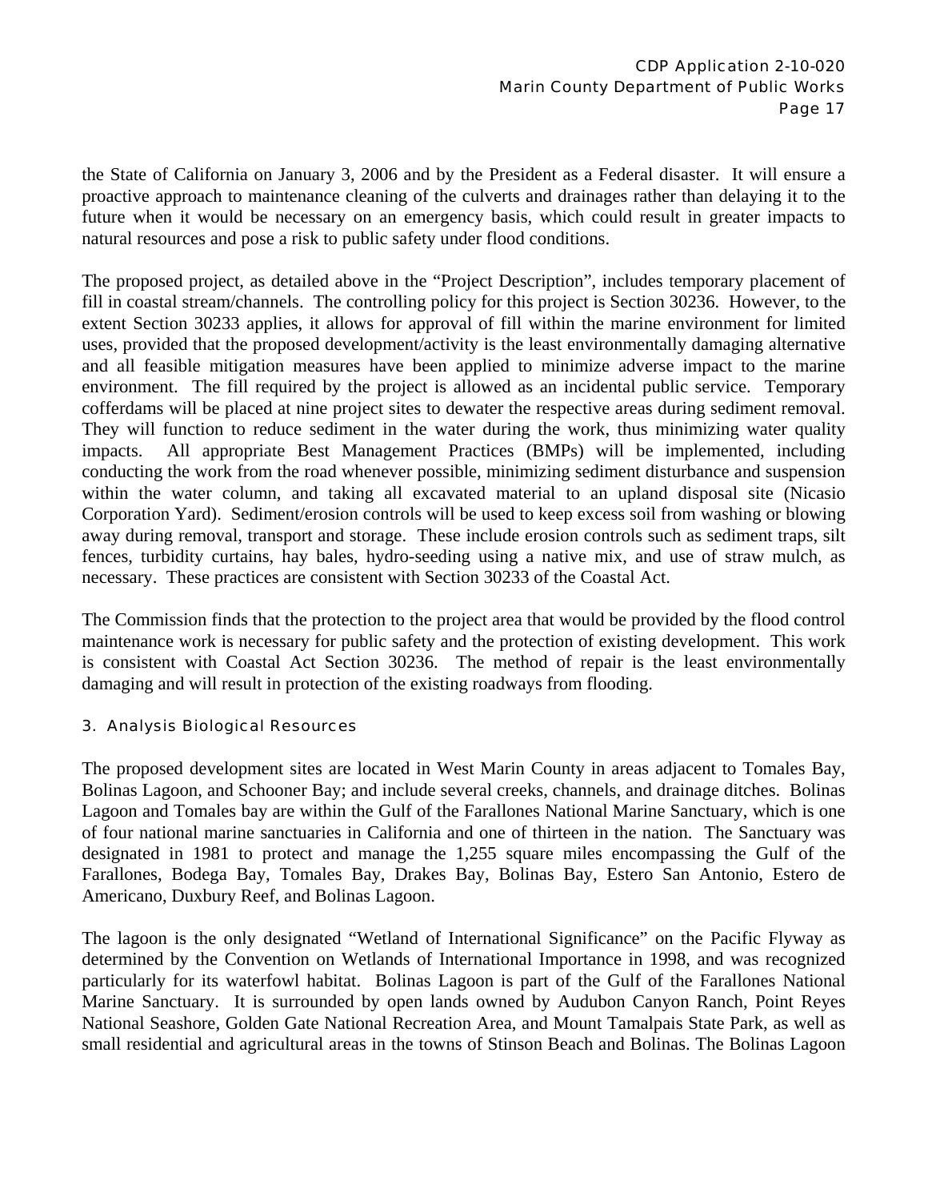the State of California on January 3, 2006 and by the President as a Federal disaster. It will ensure a proactive approach to maintenance cleaning of the culverts and drainages rather than delaying it to the future when it would be necessary on an emergency basis, which could result in greater impacts to natural resources and pose a risk to public safety under flood conditions.

The proposed project, as detailed above in the "Project Description", includes temporary placement of fill in coastal stream/channels. The controlling policy for this project is Section 30236. However, to the extent Section 30233 applies, it allows for approval of fill within the marine environment for limited uses, provided that the proposed development/activity is the least environmentally damaging alternative and all feasible mitigation measures have been applied to minimize adverse impact to the marine environment. The fill required by the project is allowed as an incidental public service. Temporary cofferdams will be placed at nine project sites to dewater the respective areas during sediment removal. They will function to reduce sediment in the water during the work, thus minimizing water quality impacts. All appropriate Best Management Practices (BMPs) will be implemented, including conducting the work from the road whenever possible, minimizing sediment disturbance and suspension within the water column, and taking all excavated material to an upland disposal site (Nicasio Corporation Yard). Sediment/erosion controls will be used to keep excess soil from washing or blowing away during removal, transport and storage. These include erosion controls such as sediment traps, silt fences, turbidity curtains, hay bales, hydro-seeding using a native mix, and use of straw mulch, as necessary. These practices are consistent with Section 30233 of the Coastal Act.

The Commission finds that the protection to the project area that would be provided by the flood control maintenance work is necessary for public safety and the protection of existing development. This work is consistent with Coastal Act Section 30236. The method of repair is the least environmentally damaging and will result in protection of the existing roadways from flooding.

### 3. Analysis Biological Resources

The proposed development sites are located in West Marin County in areas adjacent to Tomales Bay, Bolinas Lagoon, and Schooner Bay; and include several creeks, channels, and drainage ditches. Bolinas Lagoon and Tomales bay are within the Gulf of the Farallones National Marine Sanctuary, which is one of four national marine sanctuaries in California and one of thirteen in the nation. The Sanctuary was designated in 1981 to protect and manage the 1,255 square miles encompassing the Gulf of the Farallones, Bodega Bay, Tomales Bay, Drakes Bay, Bolinas Bay, Estero San Antonio, Estero de Americano, Duxbury Reef, and Bolinas Lagoon.

The lagoon is the only designated "Wetland of International Significance" on the Pacific Flyway as determined by the Convention on Wetlands of International Importance in 1998, and was recognized particularly for its waterfowl habitat. Bolinas Lagoon is part of the Gulf of the Farallones National Marine Sanctuary. It is surrounded by open lands owned by Audubon Canyon Ranch, Point Reyes National Seashore, Golden Gate National Recreation Area, and Mount Tamalpais State Park, as well as small residential and agricultural areas in the towns of Stinson Beach and Bolinas. The Bolinas Lagoon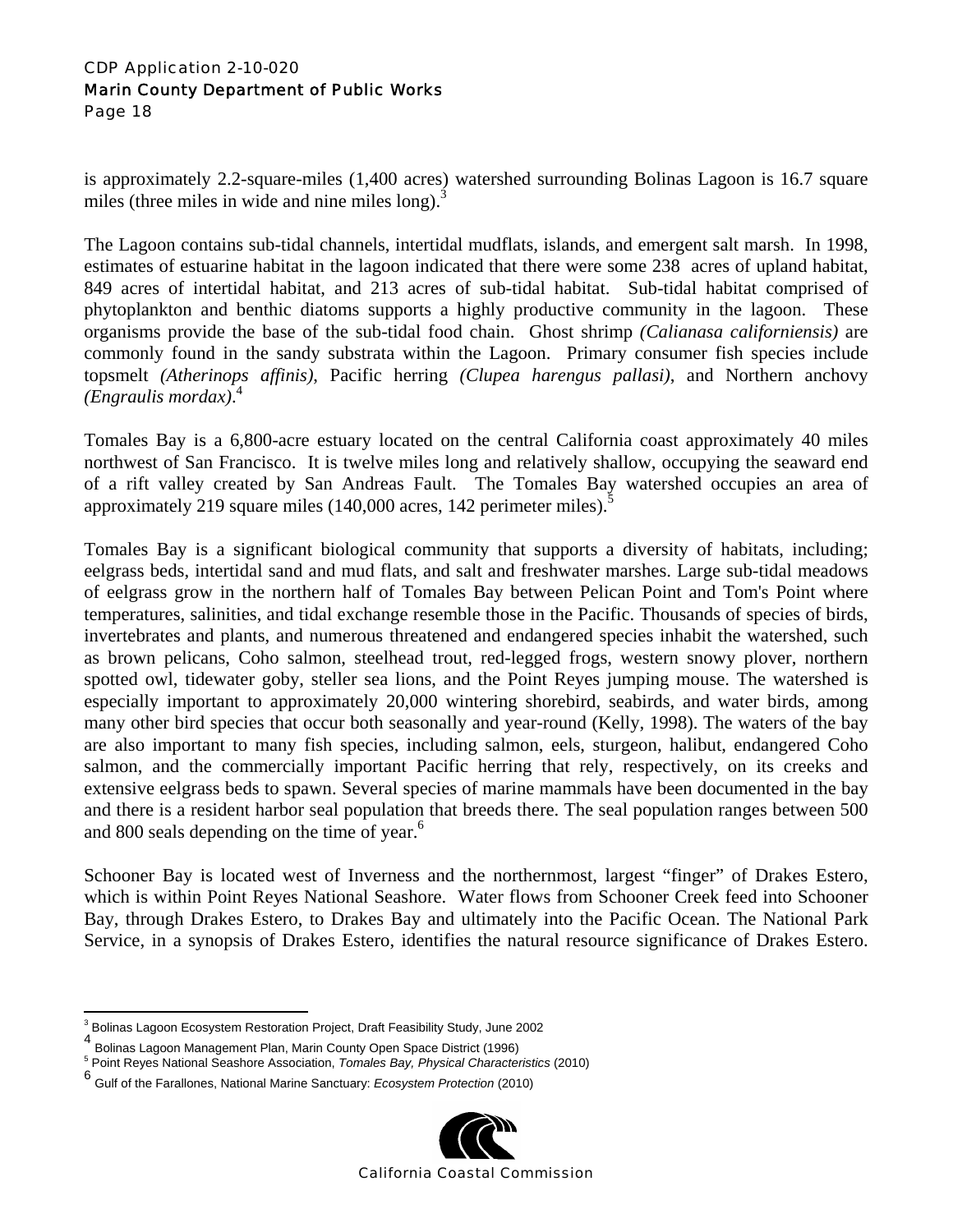is approximately 2.2-square-miles (1,400 acres) watershed surrounding Bolinas Lagoon is 16.7 square miles (three miles in wide and nine miles long).[3]

The Lagoon contains sub-tidal channels, intertidal mudflats, islands, and emergent salt marsh. In 1998, estimates of estuarine habitat in the lagoon indicated that there were some 238 acres of upland habitat, 849 acres of intertidal habitat, and 213 acres of sub-tidal habitat. Sub-tidal habitat comprised of phytoplankton and benthic diatoms supports a highly productive community in the lagoon. These organisms provide the base of the sub-tidal food chain. Ghost shrimp *(Calianasa californiensis)* are commonly found in the sandy substrata within the Lagoon. Primary consumer fish species include topsmelt *(Atherinops affinis)*, Pacific herring *(Clupea harengus pallasi)*, and Northern anchovy *(Engraulis mordax)*.[4]

Tomales Bay is a 6,800-acre estuary located on the central California coast approximately 40 miles northwest of San Francisco. It is twelve miles long and relatively shallow, occupying the seaward end of a rift valley created by San Andreas Fault. The Tomales Bay watershed occupies an area of approximately 219 square miles (140,000 acres, 142 perimeter miles).[5]

Tomales Bay is a significant biological community that supports a diversity of habitats, including; eelgrass beds, intertidal sand and mud flats, and salt and freshwater marshes. Large sub-tidal meadows of eelgrass grow in the northern half of Tomales Bay between Pelican Point and Tom's Point where temperatures, salinities, and tidal exchange resemble those in the Pacific. Thousands of species of birds, invertebrates and plants, and numerous threatened and endangered species inhabit the watershed, such as brown pelicans, Coho salmon, steelhead trout, red-legged frogs, western snowy plover, northern spotted owl, tidewater goby, steller sea lions, and the Point Reyes jumping mouse. The watershed is especially important to approximately 20,000 wintering shorebird, seabirds, and water birds, among many other bird species that occur both seasonally and year-round (Kelly, 1998). The waters of the bay are also important to many fish species, including salmon, eels, sturgeon, halibut, endangered Coho salmon, and the commercially important Pacific herring that rely, respectively, on its creeks and extensive eelgrass beds to spawn. Several species of marine mammals have been documented in the bay and there is a resident harbor seal population that breeds there. The seal population ranges between 500 and 800 seals depending on the time of year.[6]

Schooner Bay is located west of Inverness and the northernmost, largest "finger" of Drakes Estero, which is within Point Reyes National Seashore. Water flows from Schooner Creek feed into Schooner Bay, through Drakes Estero, to Drakes Bay and ultimately into the Pacific Ocean. The National Park Service, in a synopsis of Drakes Estero, identifies the natural resource significance of Drakes Estero.

---

[3] Bolinas Lagoon Ecosystem Restoration Project, Draft Feasibility Study, June 2002

[4] Bolinas Lagoon Management Plan, Marin County Open Space District (1996)

[5] Point Reyes National Seashore Association, *Tomales Bay, Physical Characteristics* (2010)

[6] Gulf of the Farallones, National Marine Sanctuary: *Ecosystem Protection* (2010)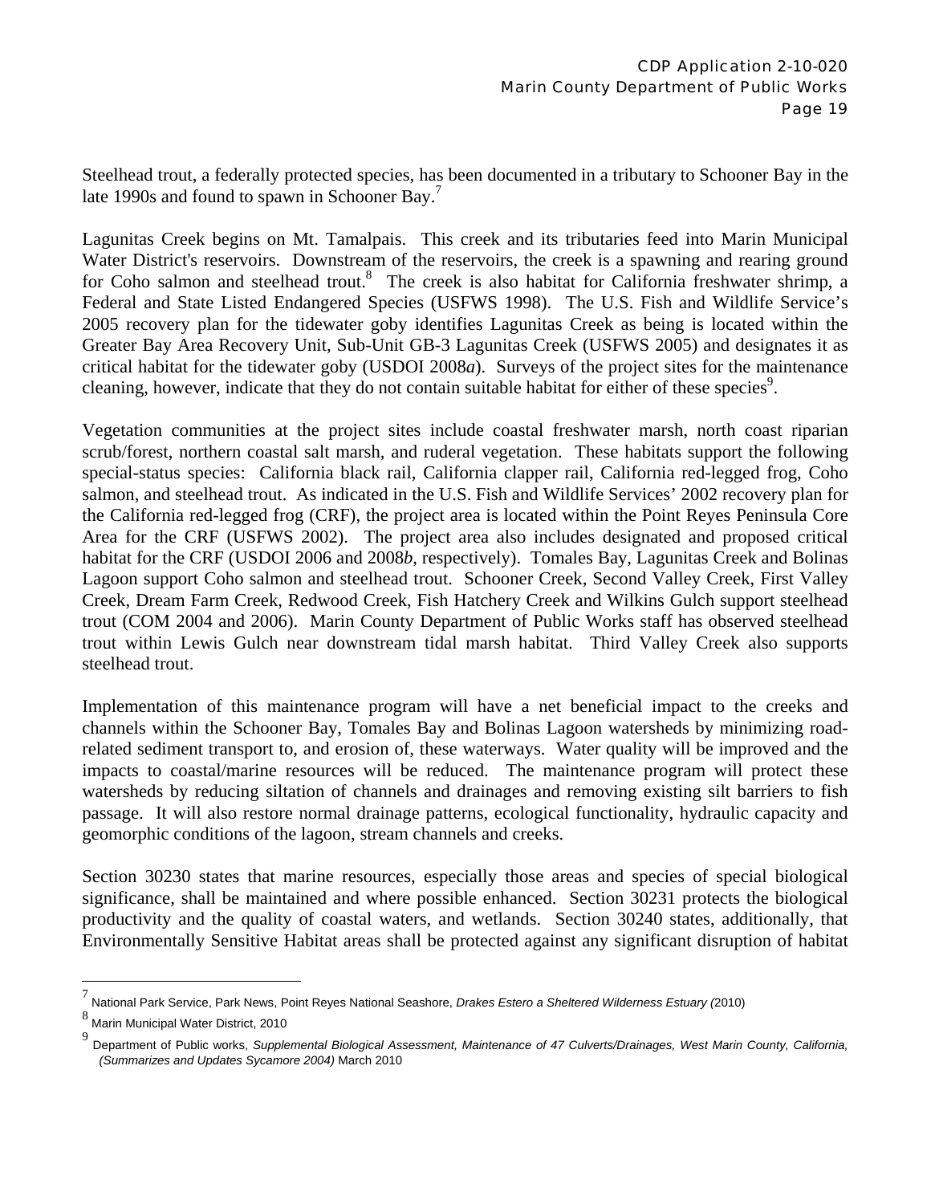Steelhead trout, a federally protected species, has been documented in a tributary to Schooner Bay in the late 1990s and found to spawn in Schooner Bay.[7]

Lagunitas Creek begins on Mt. Tamalpais. This creek and its tributaries feed into Marin Municipal Water District's reservoirs. Downstream of the reservoirs, the creek is a spawning and rearing ground for Coho salmon and steelhead trout.[8] The creek is also habitat for California freshwater shrimp, a Federal and State Listed Endangered Species (USFWS 1998). The U.S. Fish and Wildlife Service's 2005 recovery plan for the tidewater goby identifies Lagunitas Creek as being is located within the Greater Bay Area Recovery Unit, Sub-Unit GB-3 Lagunitas Creek (USFWS 2005) and designates it as critical habitat for the tidewater goby (USDOI 2008*a*). Surveys of the project sites for the maintenance cleaning, however, indicate that they do not contain suitable habitat for either of these species[9].

Vegetation communities at the project sites include coastal freshwater marsh, north coast riparian scrub/forest, northern coastal salt marsh, and ruderal vegetation. These habitats support the following special-status species: California black rail, California clapper rail, California red-legged frog, Coho salmon, and steelhead trout. As indicated in the U.S. Fish and Wildlife Services' 2002 recovery plan for the California red-legged frog (CRF), the project area is located within the Point Reyes Peninsula Core Area for the CRF (USFWS 2002). The project area also includes designated and proposed critical habitat for the CRF (USDOI 2006 and 2008*b*, respectively). Tomales Bay, Lagunitas Creek and Bolinas Lagoon support Coho salmon and steelhead trout. Schooner Creek, Second Valley Creek, First Valley Creek, Dream Farm Creek, Redwood Creek, Fish Hatchery Creek and Wilkins Gulch support steelhead trout (COM 2004 and 2006). Marin County Department of Public Works staff has observed steelhead trout within Lewis Gulch near downstream tidal marsh habitat. Third Valley Creek also supports steelhead trout.

Implementation of this maintenance program will have a net beneficial impact to the creeks and channels within the Schooner Bay, Tomales Bay and Bolinas Lagoon watersheds by minimizing road-related sediment transport to, and erosion of, these waterways. Water quality will be improved and the impacts to coastal/marine resources will be reduced. The maintenance program will protect these watersheds by reducing siltation of channels and drainages and removing existing silt barriers to fish passage. It will also restore normal drainage patterns, ecological functionality, hydraulic capacity and geomorphic conditions of the lagoon, stream channels and creeks.

Section 30230 states that marine resources, especially those areas and species of special biological significance, shall be maintained and where possible enhanced. Section 30231 protects the biological productivity and the quality of coastal waters, and wetlands. Section 30240 states, additionally, that Environmentally Sensitive Habitat areas shall be protected against any significant disruption of habitat

---

[7] National Park Service, Park News, Point Reyes National Seashore, *Drakes Estero a Sheltered Wilderness Estuary (*2010)

[8] Marin Municipal Water District, 2010

[9] Department of Public works, *Supplemental Biological Assessment, Maintenance of 47 Culverts/Drainages, West Marin County, California, (Summarizes and Updates Sycamore 2004)* March 2010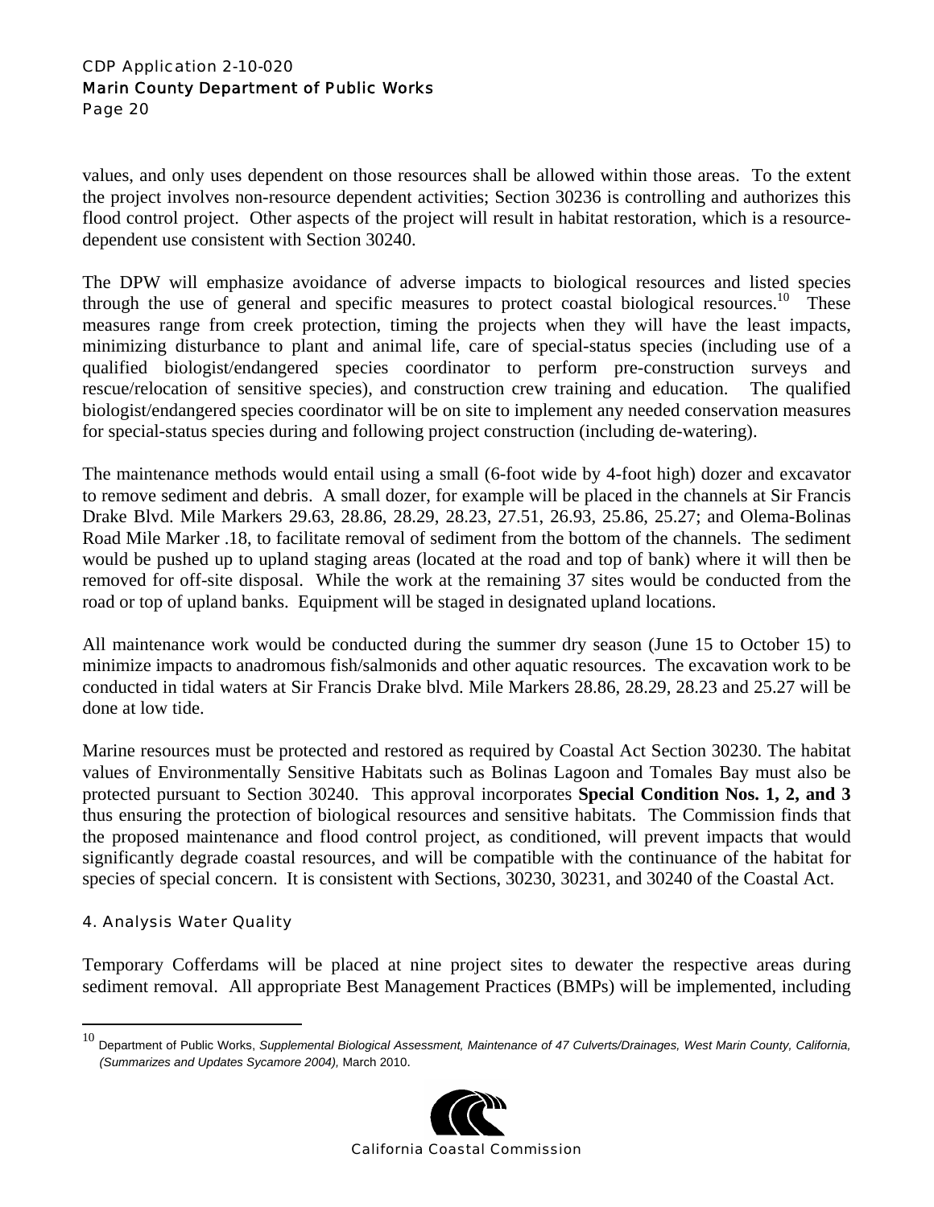values, and only uses dependent on those resources shall be allowed within those areas. To the extent the project involves non-resource dependent activities; Section 30236 is controlling and authorizes this flood control project. Other aspects of the project will result in habitat restoration, which is a resource-dependent use consistent with Section 30240.

The DPW will emphasize avoidance of adverse impacts to biological resources and listed species through the use of general and specific measures to protect coastal biological resources.[10] These measures range from creek protection, timing the projects when they will have the least impacts, minimizing disturbance to plant and animal life, care of special-status species (including use of a qualified biologist/endangered species coordinator to perform pre-construction surveys and rescue/relocation of sensitive species), and construction crew training and education. The qualified biologist/endangered species coordinator will be on site to implement any needed conservation measures for special-status species during and following project construction (including de-watering).

The maintenance methods would entail using a small (6-foot wide by 4-foot high) dozer and excavator to remove sediment and debris. A small dozer, for example will be placed in the channels at Sir Francis Drake Blvd. Mile Markers 29.63, 28.86, 28.29, 28.23, 27.51, 26.93, 25.86, 25.27; and Olema-Bolinas Road Mile Marker .18, to facilitate removal of sediment from the bottom of the channels. The sediment would be pushed up to upland staging areas (located at the road and top of bank) where it will then be removed for off-site disposal. While the work at the remaining 37 sites would be conducted from the road or top of upland banks. Equipment will be staged in designated upland locations.

All maintenance work would be conducted during the summer dry season (June 15 to October 15) to minimize impacts to anadromous fish/salmonids and other aquatic resources. The excavation work to be conducted in tidal waters at Sir Francis Drake blvd. Mile Markers 28.86, 28.29, 28.23 and 25.27 will be done at low tide.

Marine resources must be protected and restored as required by Coastal Act Section 30230. The habitat values of Environmentally Sensitive Habitats such as Bolinas Lagoon and Tomales Bay must also be protected pursuant to Section 30240. This approval incorporates **Special Condition Nos. 1, 2, and 3** thus ensuring the protection of biological resources and sensitive habitats. The Commission finds that the proposed maintenance and flood control project, as conditioned, will prevent impacts that would significantly degrade coastal resources, and will be compatible with the continuance of the habitat for species of special concern. It is consistent with Sections, 30230, 30231, and 30240 of the Coastal Act.

### 4. Analysis Water Quality

Temporary Cofferdams will be placed at nine project sites to dewater the respective areas during sediment removal. All appropriate Best Management Practices (BMPs) will be implemented, including

---

[10] Department of Public Works, *Supplemental Biological Assessment, Maintenance of 47 Culverts/Drainages, West Marin County, California, (Summarizes and Updates Sycamore 2004),* March 2010.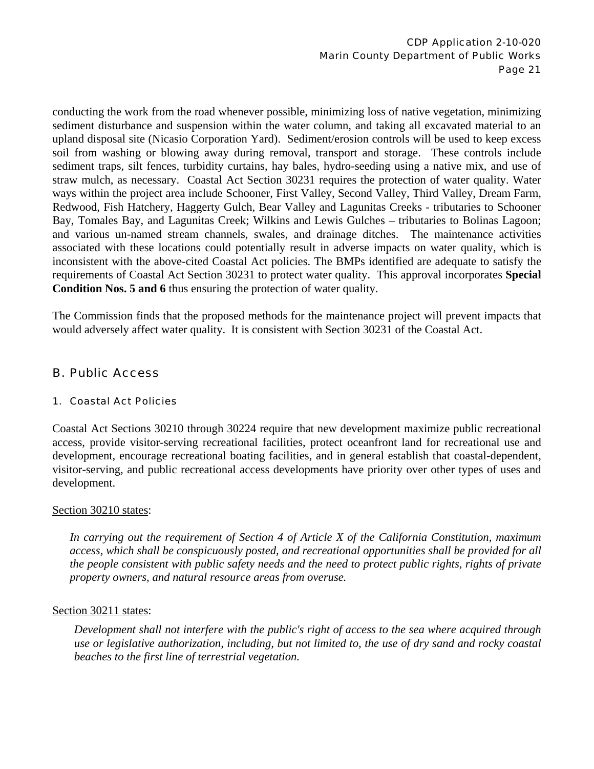conducting the work from the road whenever possible, minimizing loss of native vegetation, minimizing sediment disturbance and suspension within the water column, and taking all excavated material to an upland disposal site (Nicasio Corporation Yard). Sediment/erosion controls will be used to keep excess soil from washing or blowing away during removal, transport and storage. These controls include sediment traps, silt fences, turbidity curtains, hay bales, hydro-seeding using a native mix, and use of straw mulch, as necessary. Coastal Act Section 30231 requires the protection of water quality. Water ways within the project area include Schooner, First Valley, Second Valley, Third Valley, Dream Farm, Redwood, Fish Hatchery, Haggerty Gulch, Bear Valley and Lagunitas Creeks - tributaries to Schooner Bay, Tomales Bay, and Lagunitas Creek; Wilkins and Lewis Gulches – tributaries to Bolinas Lagoon; and various un-named stream channels, swales, and drainage ditches. The maintenance activities associated with these locations could potentially result in adverse impacts on water quality, which is inconsistent with the above-cited Coastal Act policies. The BMPs identified are adequate to satisfy the requirements of Coastal Act Section 30231 to protect water quality. This approval incorporates **Special Condition Nos. 5 and 6** thus ensuring the protection of water quality.

The Commission finds that the proposed methods for the maintenance project will prevent impacts that would adversely affect water quality. It is consistent with Section 30231 of the Coastal Act.

## B. Public Access

### 1. Coastal Act Policies

Coastal Act Sections 30210 through 30224 require that new development maximize public recreational access, provide visitor-serving recreational facilities, protect oceanfront land for recreational use and development, encourage recreational boating facilities, and in general establish that coastal-dependent, visitor-serving, and public recreational access developments have priority over other types of uses and development.

<u>Section 30210 states</u>:

> *In carrying out the requirement of Section 4 of Article X of the California Constitution, maximum access, which shall be conspicuously posted, and recreational opportunities shall be provided for all the people consistent with public safety needs and the need to protect public rights, rights of private property owners, and natural resource areas from overuse.*

<u>Section 30211 states</u>:

> *Development shall not interfere with the public's right of access to the sea where acquired through use or legislative authorization, including, but not limited to, the use of dry sand and rocky coastal beaches to the first line of terrestrial vegetation.*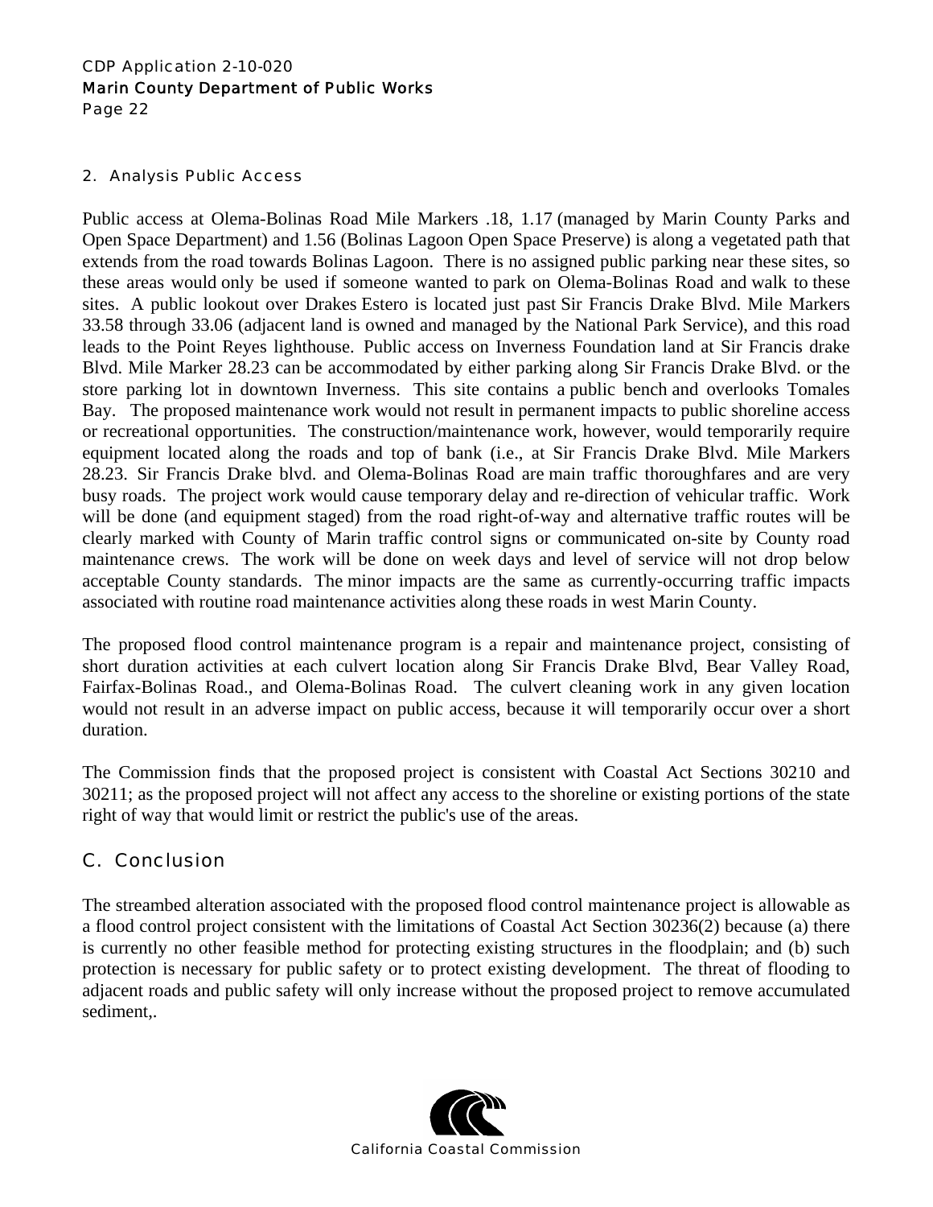### 2. Analysis Public Access

Public access at Olema-Bolinas Road Mile Markers .18, 1.17 (managed by Marin County Parks and Open Space Department) and 1.56 (Bolinas Lagoon Open Space Preserve) is along a vegetated path that extends from the road towards Bolinas Lagoon. There is no assigned public parking near these sites, so these areas would only be used if someone wanted to park on Olema-Bolinas Road and walk to these sites. A public lookout over Drakes Estero is located just past Sir Francis Drake Blvd. Mile Markers 33.58 through 33.06 (adjacent land is owned and managed by the National Park Service), and this road leads to the Point Reyes lighthouse. Public access on Inverness Foundation land at Sir Francis drake Blvd. Mile Marker 28.23 can be accommodated by either parking along Sir Francis Drake Blvd. or the store parking lot in downtown Inverness. This site contains a public bench and overlooks Tomales Bay. The proposed maintenance work would not result in permanent impacts to public shoreline access or recreational opportunities. The construction/maintenance work, however, would temporarily require equipment located along the roads and top of bank (i.e., at Sir Francis Drake Blvd. Mile Markers 28.23. Sir Francis Drake blvd. and Olema-Bolinas Road are main traffic thoroughfares and are very busy roads. The project work would cause temporary delay and re-direction of vehicular traffic. Work will be done (and equipment staged) from the road right-of-way and alternative traffic routes will be clearly marked with County of Marin traffic control signs or communicated on-site by County road maintenance crews. The work will be done on week days and level of service will not drop below acceptable County standards. The minor impacts are the same as currently-occurring traffic impacts associated with routine road maintenance activities along these roads in west Marin County.

The proposed flood control maintenance program is a repair and maintenance project, consisting of short duration activities at each culvert location along Sir Francis Drake Blvd, Bear Valley Road, Fairfax-Bolinas Road., and Olema-Bolinas Road. The culvert cleaning work in any given location would not result in an adverse impact on public access, because it will temporarily occur over a short duration.

The Commission finds that the proposed project is consistent with Coastal Act Sections 30210 and 30211; as the proposed project will not affect any access to the shoreline or existing portions of the state right of way that would limit or restrict the public's use of the areas.

## C. Conclusion

The streambed alteration associated with the proposed flood control maintenance project is allowable as a flood control project consistent with the limitations of Coastal Act Section 30236(2) because (a) there is currently no other feasible method for protecting existing structures in the floodplain; and (b) such protection is necessary for public safety or to protect existing development. The threat of flooding to adjacent roads and public safety will only increase without the proposed project to remove accumulated sediment,.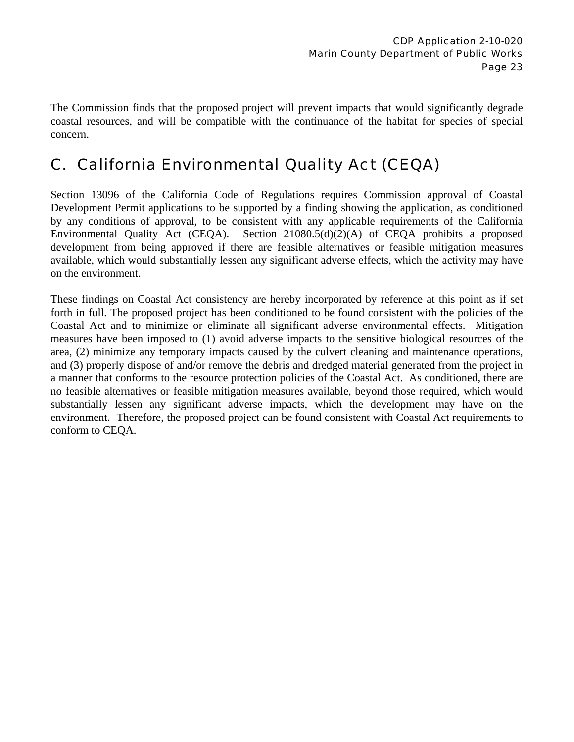The Commission finds that the proposed project will prevent impacts that would significantly degrade coastal resources, and will be compatible with the continuance of the habitat for species of special concern.

## C. California Environmental Quality Act (CEQA)

Section 13096 of the California Code of Regulations requires Commission approval of Coastal Development Permit applications to be supported by a finding showing the application, as conditioned by any conditions of approval, to be consistent with any applicable requirements of the California Environmental Quality Act (CEQA). Section 21080.5(d)(2)(A) of CEQA prohibits a proposed development from being approved if there are feasible alternatives or feasible mitigation measures available, which would substantially lessen any significant adverse effects, which the activity may have on the environment.

These findings on Coastal Act consistency are hereby incorporated by reference at this point as if set forth in full. The proposed project has been conditioned to be found consistent with the policies of the Coastal Act and to minimize or eliminate all significant adverse environmental effects. Mitigation measures have been imposed to (1) avoid adverse impacts to the sensitive biological resources of the area, (2) minimize any temporary impacts caused by the culvert cleaning and maintenance operations, and (3) properly dispose of and/or remove the debris and dredged material generated from the project in a manner that conforms to the resource protection policies of the Coastal Act. As conditioned, there are no feasible alternatives or feasible mitigation measures available, beyond those required, which would substantially lessen any significant adverse impacts, which the development may have on the environment. Therefore, the proposed project can be found consistent with Coastal Act requirements to conform to CEQA.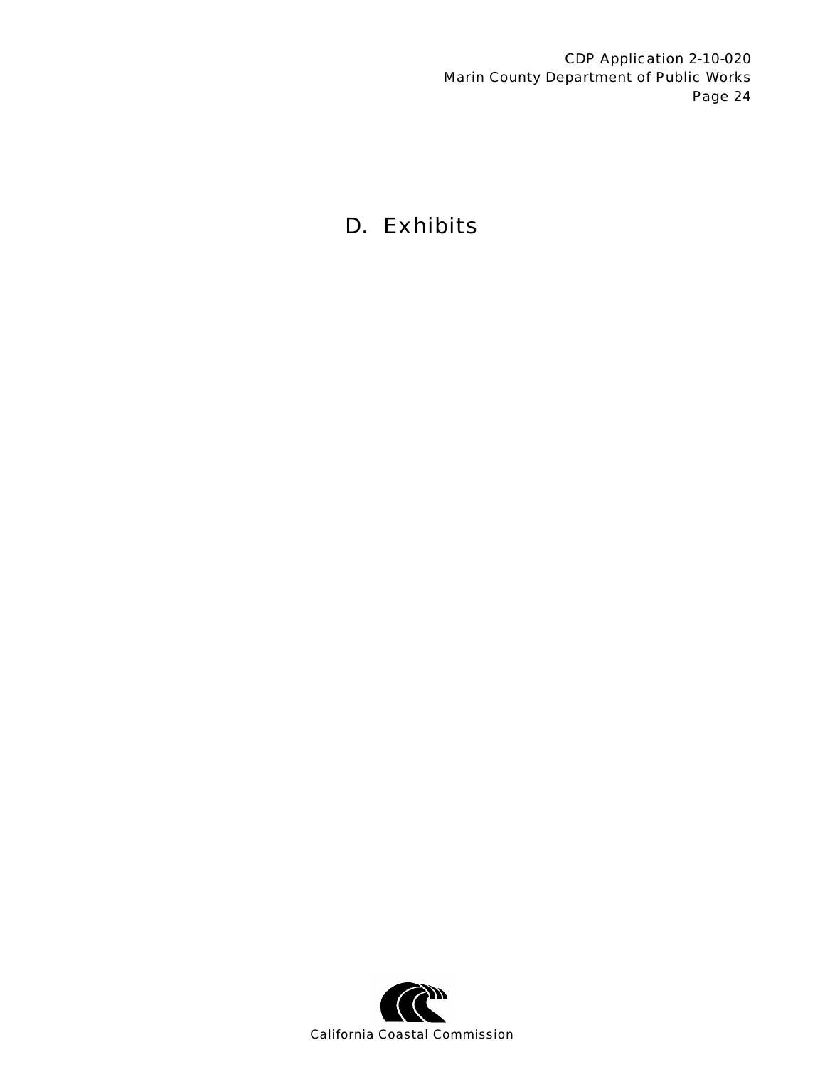## D. Exhibits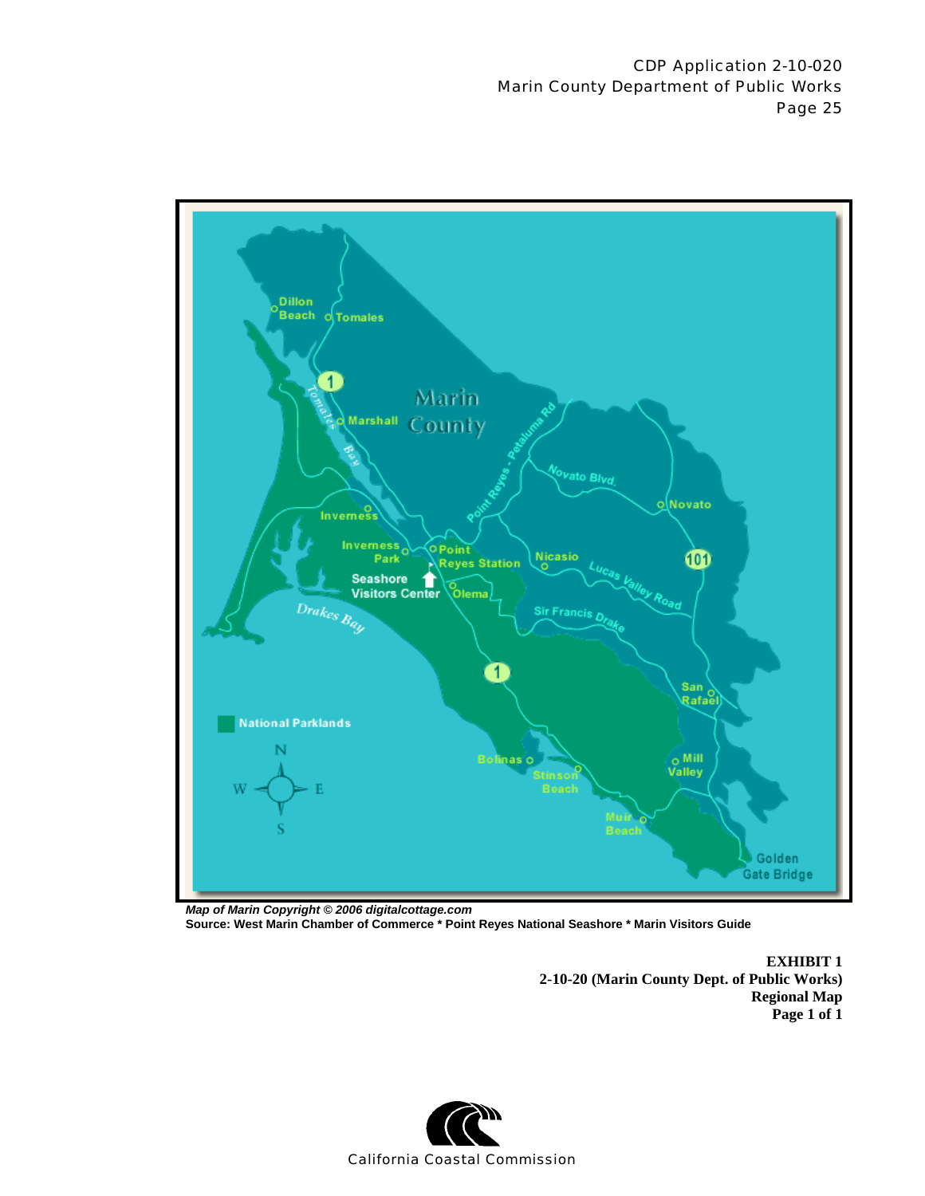*Map of Marin Copyright © 2006 digitalcottage.com*
**Source: West Marin Chamber of Commerce * Point Reyes National Seashore * Marin Visitors Guide**

**EXHIBIT 1**
**2-10-20 (Marin County Dept. of Public Works)**
**Regional Map**
**Page 1 of 1**

California Coastal Commission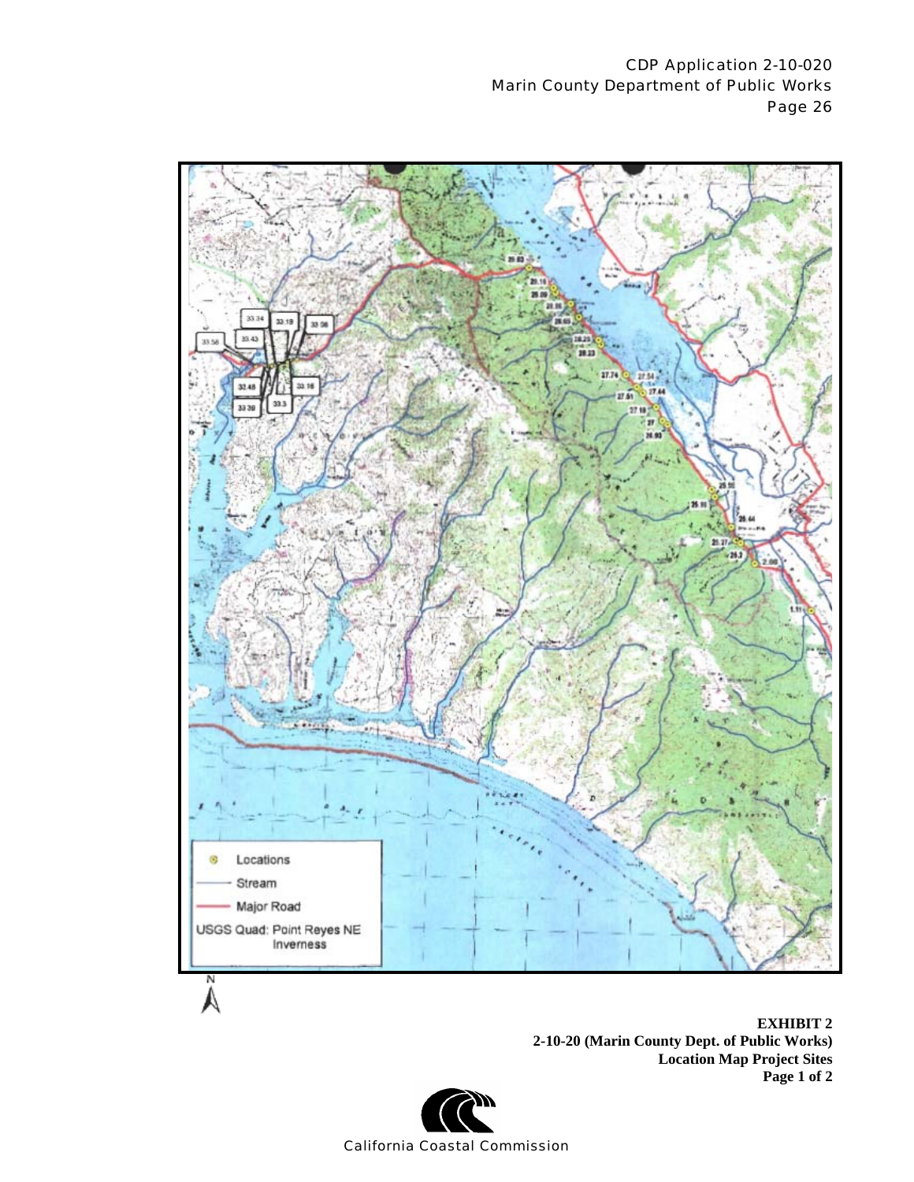Locations

Stream

Major Road

USGS Quad: Point Reyes NE Inverness

N

**EXHIBIT 2**
**2-10-20 (Marin County Dept. of Public Works)**
**Location Map Project Sites**
**Page 1 of 2**

California Coastal Commission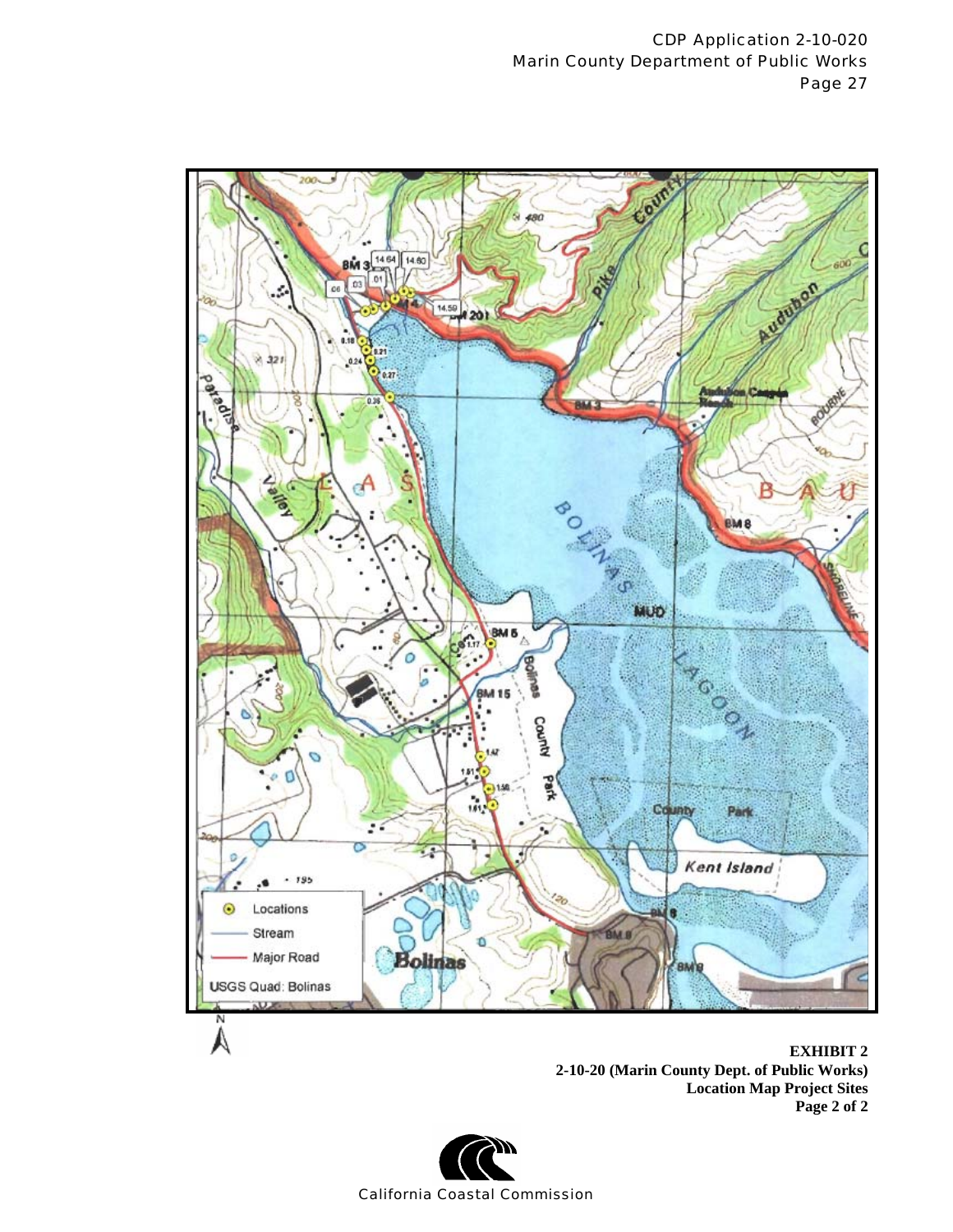Locations

Stream

Major Road

USGS Quad: Bolinas

**EXHIBIT 2**
**2-10-20 (Marin County Dept. of Public Works)**
**Location Map Project Sites**
**Page 2 of 2**

California Coastal Commission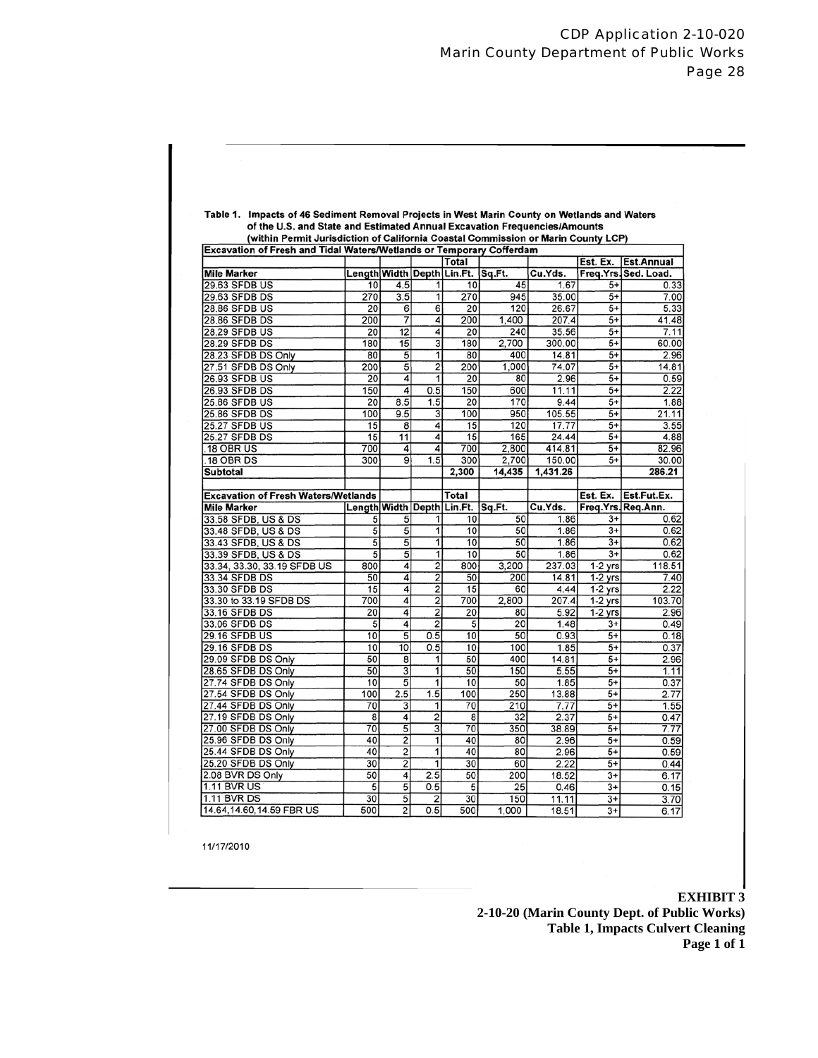Table 1. Impacts of 46 Sediment Removal Projects in West Marin County on Wetlands and Waters of the U.S. and State and Estimated Annual Excavation Frequencies/Amounts (within Permit Jurisdiction of California Coastal Commission or Marin County LCP)

| Excavation of Fresh and Tidal Waters/Wetlands or Temporary Cofferdam | | | | | | | | |
|---|---|---|---|---|---|---|---|---|
| | | | | Total | | | Est. Ex. | Est.Annual |
| Mile Marker | Length | Width | Depth | Lin.Ft. | Sq.Ft. | Cu.Yds. | Freq.Yrs. | Sed. Load. |
| 29.63 SFDB US | 10 | 4.5 | 1 | 10 | 45 | 1.67 | 5+ | 0.33 |
| 29.63 SFDB DS | 270 | 3.5 | 1 | 270 | 945 | 35.00 | 5+ | 7.00 |
| 28.86 SFDB US | 20 | 6 | 6 | 20 | 120 | 26.67 | 5+ | 5.33 |
| 28.86 SFDB DS | 200 | 7 | 4 | 200 | 1,400 | 207.4 | 5+ | 41.48 |
| 28.29 SFDB US | 20 | 12 | 4 | 20 | 240 | 35.56 | 5+ | 7.11 |
| 28.29 SFDB DS | 180 | 15 | 3 | 180 | 2,700 | 300.00 | 5+ | 60.00 |
| 28.23 SFDB DS Only | 80 | 5 | 1 | 80 | 400 | 14.81 | 5+ | 2.96 |
| 27.51 SFDB DS Only | 200 | 5 | 2 | 200 | 1,000 | 74.07 | 5+ | 14.81 |
| 26.93 SFDB US | 20 | 4 | 1 | 20 | 80 | 2.96 | 5+ | 0.59 |
| 26.93 SFDB DS | 150 | 4 | 0.5 | 150 | 600 | 11.11 | 5+ | 2.22 |
| 25.86 SFDB US | 20 | 8.5 | 1.5 | 20 | 170 | 9.44 | 5+ | 1.88 |
| 25.86 SFDB DS | 100 | 9.5 | 3 | 100 | 950 | 105.55 | 5+ | 21.11 |
| 25.27 SFDB US | 15 | 8 | 4 | 15 | 120 | 17.77 | 5+ | 3.55 |
| 25.27 SFDB DS | 15 | 11 | 4 | 15 | 165 | 24.44 | 5+ | 4.88 |
| .18 OBR US | 700 | 4 | 4 | 700 | 2,800 | 414.81 | 5+ | 82.96 |
| .18 OBR DS | 300 | 9 | 1.5 | 300 | 2,700 | 150.00 | 5+ | 30.00 |
| **Subtotal** | | | | **2,300** | **14,435** | **1,431.26** | | **286.21** |

| Excavation of Fresh Waters/Wetlands | | | | Total | | | Est. Ex. | Est.Fut.Ex. |
|---|---|---|---|---|---|---|---|---|
| Mile Marker | Length | Width | Depth | Lin.Ft. | Sq.Ft. | Cu.Yds. | Freq.Yrs. | Req.Ann. |
| 33.58 SFDB, US & DS | 5 | 5 | 1 | 10 | 50 | 1.86 | 3+ | 0.62 |
| 33.48 SFDB, US & DS | 5 | 5 | 1 | 10 | 50 | 1.86 | 3+ | 0.62 |
| 33.43 SFDB, US & DS | 5 | 5 | 1 | 10 | 50 | 1.86 | 3+ | 0.62 |
| 33.39 SFDB, US & DS | 5 | 5 | 1 | 10 | 50 | 1.86 | 3+ | 0.62 |
| 33.34, 33.30, 33.19 SFDB US | 800 | 4 | 2 | 800 | 3,200 | 237.03 | 1-2 yrs | 118.51 |
| 33.34 SFDB DS | 50 | 4 | 2 | 50 | 200 | 14.81 | 1-2 yrs | 7.40 |
| 33.30 SFDB DS | 15 | 4 | 2 | 15 | 60 | 4.44 | 1-2 yrs | 2.22 |
| 33.30 to 33.19 SFDB DS | 700 | 4 | 2 | 700 | 2,800 | 207.4 | 1-2 yrs | 103.70 |
| 33.16 SFDB DS | 20 | 4 | 2 | 20 | 80 | 5.92 | 1-2 yrs | 2.96 |
| 33.06 SFDB DS | 5 | 4 | 2 | 5 | 20 | 1.48 | 3+ | 0.49 |
| 29.16 SFDB US | 10 | 5 | 0.5 | 10 | 50 | 0.93 | 5+ | 0.18 |
| 29.16 SFDB DS | 10 | 10 | 0.5 | 10 | 100 | 1.85 | 5+ | 0.37 |
| 29.09 SFDB DS Only | 50 | 8 | 1 | 50 | 400 | 14.81 | 5+ | 2.96 |
| 28.65 SFDB DS Only | 50 | 3 | 1 | 50 | 150 | 5.55 | 5+ | 1.11 |
| 27.74 SFDB DS Only | 10 | 5 | 1 | 10 | 50 | 1.85 | 5+ | 0.37 |
| 27.54 SFDB DS Only | 100 | 2.5 | 1.5 | 100 | 250 | 13.88 | 5+ | 2.77 |
| 27.44 SFDB DS Only | 70 | 3 | 1 | 70 | 210 | 7.77 | 5+ | 1.55 |
| 27.19 SFDB DS Only | 8 | 4 | 2 | 8 | 32 | 2.37 | 5+ | 0.47 |
| 27.00 SFDB DS Only | 70 | 5 | 3 | 70 | 350 | 38.89 | 5+ | 7.77 |
| 25.96 SFDB DS Only | 40 | 2 | 1 | 40 | 80 | 2.96 | 5+ | 0.59 |
| 25.44 SFDB DS Only | 40 | 2 | 1 | 40 | 80 | 2.96 | 5+ | 0.59 |
| 25.20 SFDB DS Only | 30 | 2 | 1 | 30 | 60 | 2.22 | 5+ | 0.44 |
| 2.08 BVR DS Only | 50 | 4 | 2.5 | 50 | 200 | 18.52 | 3+ | 6.17 |
| 1.11 BVR US | 5 | 5 | 0.5 | 5 | 25 | 0.46 | 3+ | 0.15 |
| 1.11 BVR DS | 30 | 5 | 2 | 30 | 150 | 11.11 | 3+ | 3.70 |
| 14.64,14.60,14.59 FBR US | 500 | 2 | 0.5 | 500 | 1,000 | 18.51 | 3+ | 6.17 |

11/17/2010

**EXHIBIT 3**
**2-10-20 (Marin County Dept. of Public Works)**
**Table 1, Impacts Culvert Cleaning**
**Page 1 of 1**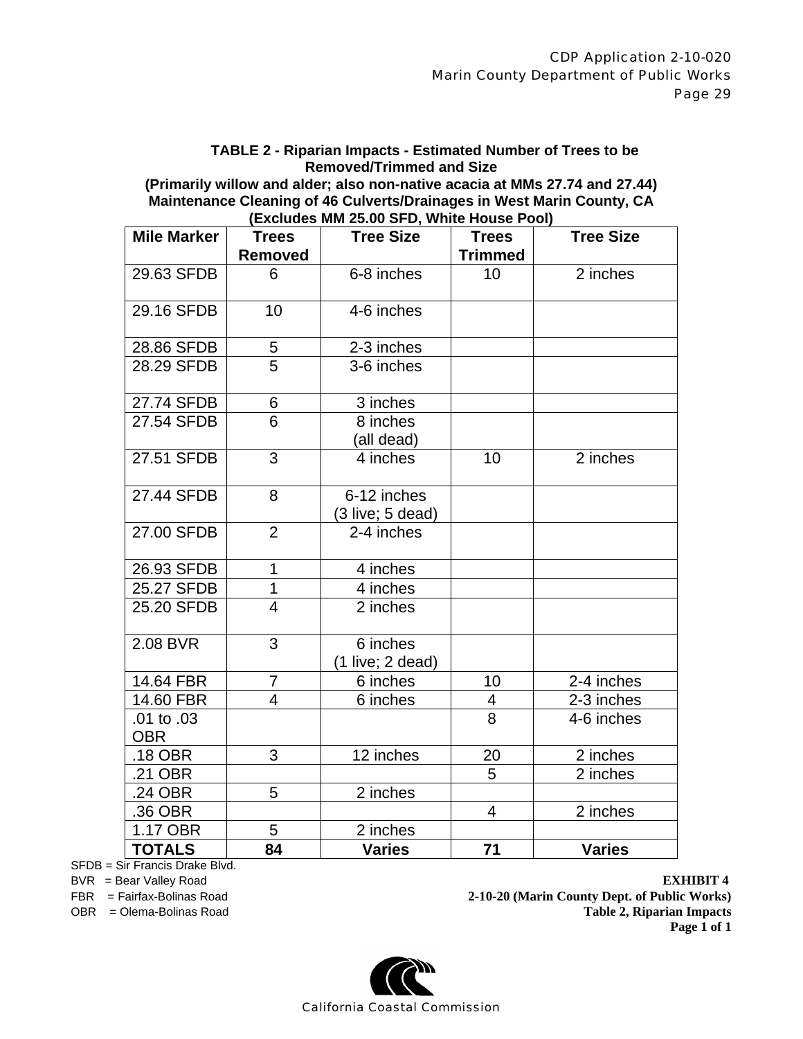**TABLE 2 - Riparian Impacts - Estimated Number of Trees to be Removed/Trimmed and Size**
**(Primarily willow and alder; also non-native acacia at MMs 27.74 and 27.44)**
**Maintenance Cleaning of 46 Culverts/Drainages in West Marin County, CA**
**(Excludes MM 25.00 SFD, White House Pool)**

| Mile Marker | Trees Removed | Tree Size | Trees Trimmed | Tree Size |
|---|---|---|---|---|
| 29.63 SFDB | 6 | 6-8 inches | 10 | 2 inches |
| 29.16 SFDB | 10 | 4-6 inches | | |
| 28.86 SFDB | 5 | 2-3 inches | | |
| 28.29 SFDB | 5 | 3-6 inches | | |
| 27.74 SFDB | 6 | 3 inches | | |
| 27.54 SFDB | 6 | 8 inches (all dead) | | |
| 27.51 SFDB | 3 | 4 inches | 10 | 2 inches |
| 27.44 SFDB | 8 | 6-12 inches (3 live; 5 dead) | | |
| 27.00 SFDB | 2 | 2-4 inches | | |
| 26.93 SFDB | 1 | 4 inches | | |
| 25.27 SFDB | 1 | 4 inches | | |
| 25.20 SFDB | 4 | 2 inches | | |
| 2.08 BVR | 3 | 6 inches (1 live; 2 dead) | | |
| 14.64 FBR | 7 | 6 inches | 10 | 2-4 inches |
| 14.60 FBR | 4 | 6 inches | 4 | 2-3 inches |
| .01 to .03 OBR | | | 8 | 4-6 inches |
| .18 OBR | 3 | 12 inches | 20 | 2 inches |
| .21 OBR | | | 5 | 2 inches |
| .24 OBR | 5 | 2 inches | | |
| .36 OBR | | | 4 | 2 inches |
| 1.17 OBR | 5 | 2 inches | | |
| **TOTALS** | **84** | **Varies** | **71** | **Varies** |

SFDB = Sir Francis Drake Blvd.
BVR = Bear Valley Road
FBR = Fairfax-Bolinas Road
OBR = Olema-Bolinas Road

**EXHIBIT 4**
**2-10-20 (Marin County Dept. of Public Works)**
**Table 2, Riparian Impacts**
**Page 1 of 1**

California Coastal Commission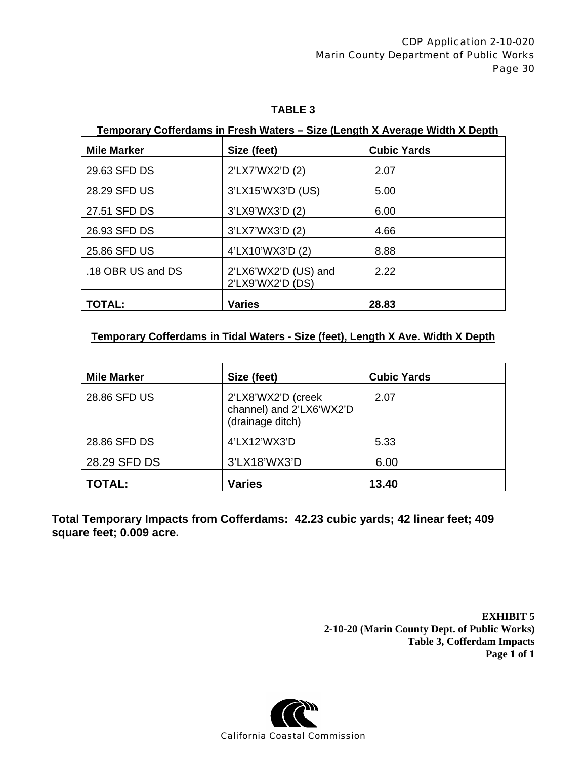## TABLE 3

**Temporary Cofferdams in Fresh Waters – Size (Length X Average Width X Depth**

| Mile Marker | Size (feet) | Cubic Yards |
|---|---|---|
| 29.63 SFD DS | 2'LX7'WX2'D (2) | 2.07 |
| 28.29 SFD US | 3'LX15'WX3'D (US) | 5.00 |
| 27.51 SFD DS | 3'LX9'WX3'D (2) | 6.00 |
| 26.93 SFD DS | 3'LX7'WX3'D (2) | 4.66 |
| 25.86 SFD US | 4'LX10'WX3'D (2) | 8.88 |
| .18 OBR US and DS | 2'LX6'WX2'D (US) and 2'LX9'WX2'D (DS) | 2.22 |
| **TOTAL:** | **Varies** | **28.83** |

**Temporary Cofferdams in Tidal Waters - Size (feet), Length X Ave. Width X Depth**

| Mile Marker | Size (feet) | Cubic Yards |
|---|---|---|
| 28.86 SFD US | 2'LX8'WX2'D (creek channel) and 2'LX6'WX2'D (drainage ditch) | 2.07 |
| 28.86 SFD DS | 4'LX12'WX3'D | 5.33 |
| 28.29 SFD DS | 3'LX18'WX3'D | 6.00 |
| **TOTAL:** | **Varies** | **13.40** |

**Total Temporary Impacts from Cofferdams: 42.23 cubic yards; 42 linear feet; 409 square feet; 0.009 acre.**

**EXHIBIT 5**
**2-10-20 (Marin County Dept. of Public Works)**
**Table 3, Cofferdam Impacts**
**Page 1 of 1**

California Coastal Commission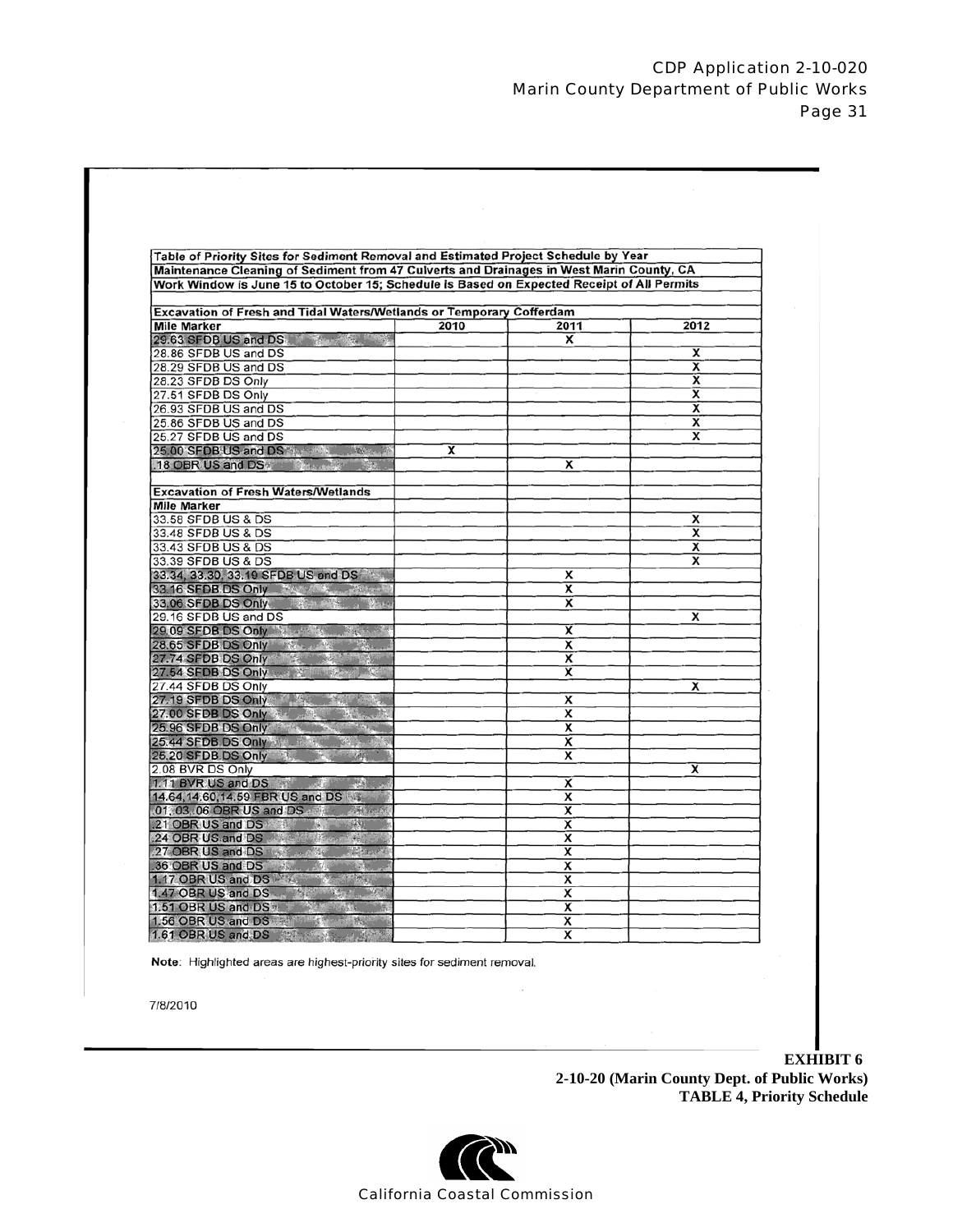| Table of Priority Sites for Sediment Removal and Estimated Project Schedule by Year | | | |
|---|---|---|---|
| Maintenance Cleaning of Sediment from 47 Culverts and Drainages in West Marin County, CA | | | |
| Work Window is June 15 to October 15; Schedule is Based on Expected Receipt of All Permits | | | |
| | | | |
| **Excavation of Fresh and Tidal Waters/Wetlands or Temporary Cofferdam** | | | |
| **Mile Marker** | **2010** | **2011** | **2012** |
| 29.63 SFDB US and DS | | X | |
| 28.86 SFDB US and DS | | | X |
| 28.29 SFDB US and DS | | | X |
| 28.23 SFDB DS Only | | | X |
| 27.51 SFDB DS Only | | | X |
| 26.93 SFDB US and DS | | | X |
| 25.86 SFDB US and DS | | | X |
| 25.27 SFDB US and DS | | | X |
| 25.00 SFDB US and DS | X | | |
| .18 OBR US and DS | | X | |
| | | | |
| **Excavation of Fresh Waters/Wetlands** | | | |
| **Mile Marker** | | | |
| 33.58 SFDB US & DS | | | X |
| 33.48 SFDB US & DS | | | X |
| 33.43 SFDB US & DS | | | X |
| 33.39 SFDB US & DS | | | X |
| 33.34, 33.30, 33.19 SFDB US and DS | | X | |
| 33.16 SFDB DS Only | | X | |
| 33.06 SFDB DS Only | | X | |
| 29.16 SFDB US and DS | | | X |
| 29.09 SFDB DS Only | | X | |
| 28.65 SFDB DS Only | | X | |
| 27.74 SFDB DS Only | | X | |
| 27.54 SFDB DS Only | | X | |
| 27.44 SFDB DS Only | | | X |
| 27.19 SFDB DS Only | | X | |
| 27.00 SFDB DS Only | | X | |
| 25.96 SFDB DS Only | | X | |
| 25.44 SFDB DS Only | | X | |
| 25.20 SFDB DS Only | | X | |
| 2.08 BVR DS Only | | | X |
| 1.11 BVR US and DS | | X | |
| 14.64,14.60,14.59 FBR US and DS | | X | |
| .01, .03, .06 OBR US and DS | | X | |
| .21 OBR US and DS | | X | |
| .24 OBR US and DS | | X | |
| .27 OBR US and DS | | X | |
| .36 OBR US and DS | | X | |
| 1.17 OBR US and DS | | X | |
| 1.47 OBR US and DS | | X | |
| 1.51 OBR US and DS | | X | |
| 1.56 OBR US and DS | | X | |
| 1.61 OBR US and DS | | X | |

**Note:** Highlighted areas are highest-priority sites for sediment removal.

7/8/2010

**EXHIBIT 6**
**2-10-20 (Marin County Dept. of Public Works)**
**TABLE 4, Priority Schedule**

California Coastal Commission